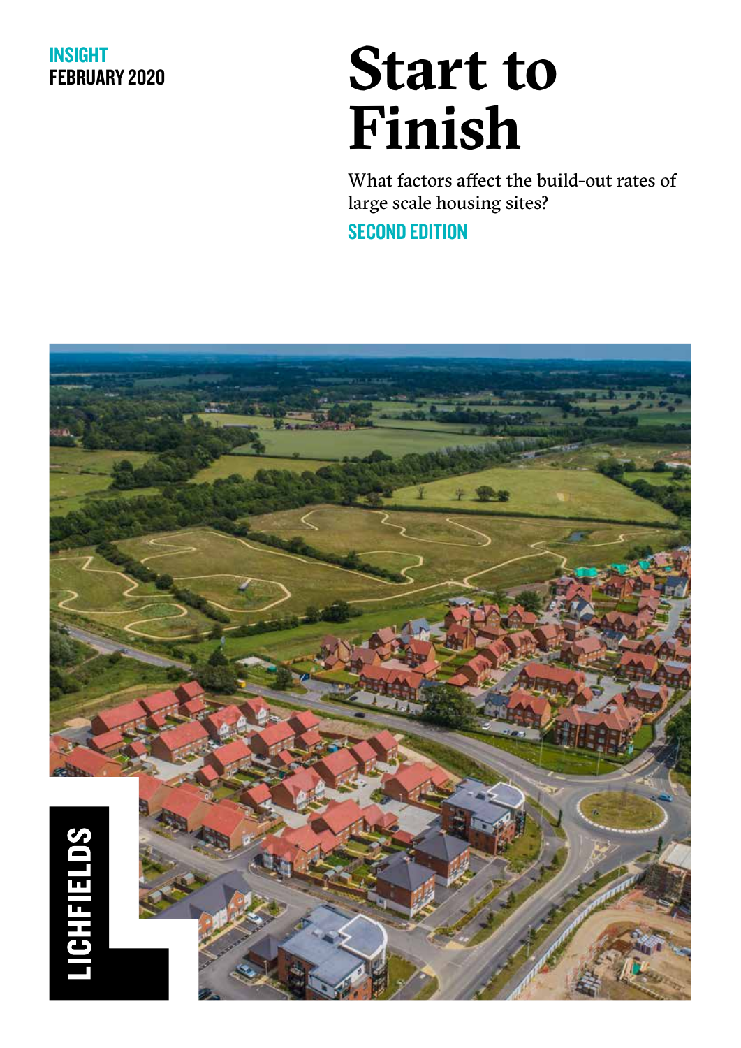INSIGHT
FEBRUARY 2020

# Start to Finish

What factors affect the build-out rates of large scale housing sites?

**SECOND EDITION**

LICHFIELDS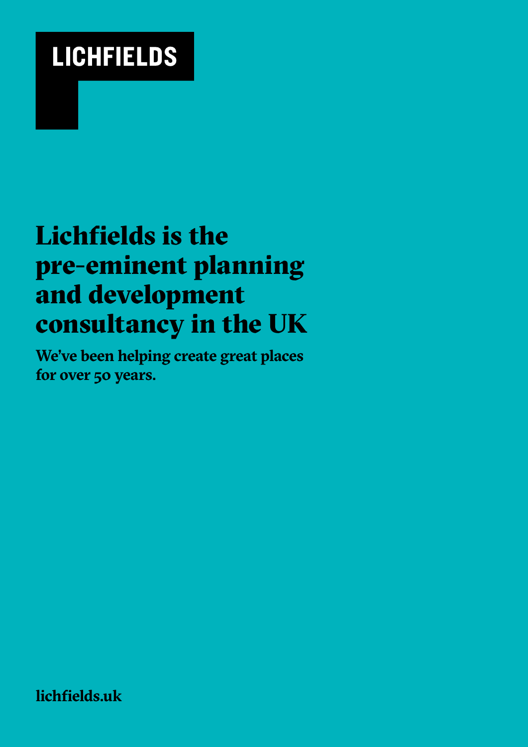**LICHFIELDS**

# Lichfields is the pre-eminent planning and development consultancy in the UK

**We've been helping create great places for over 50 years.**

**lichfields.uk**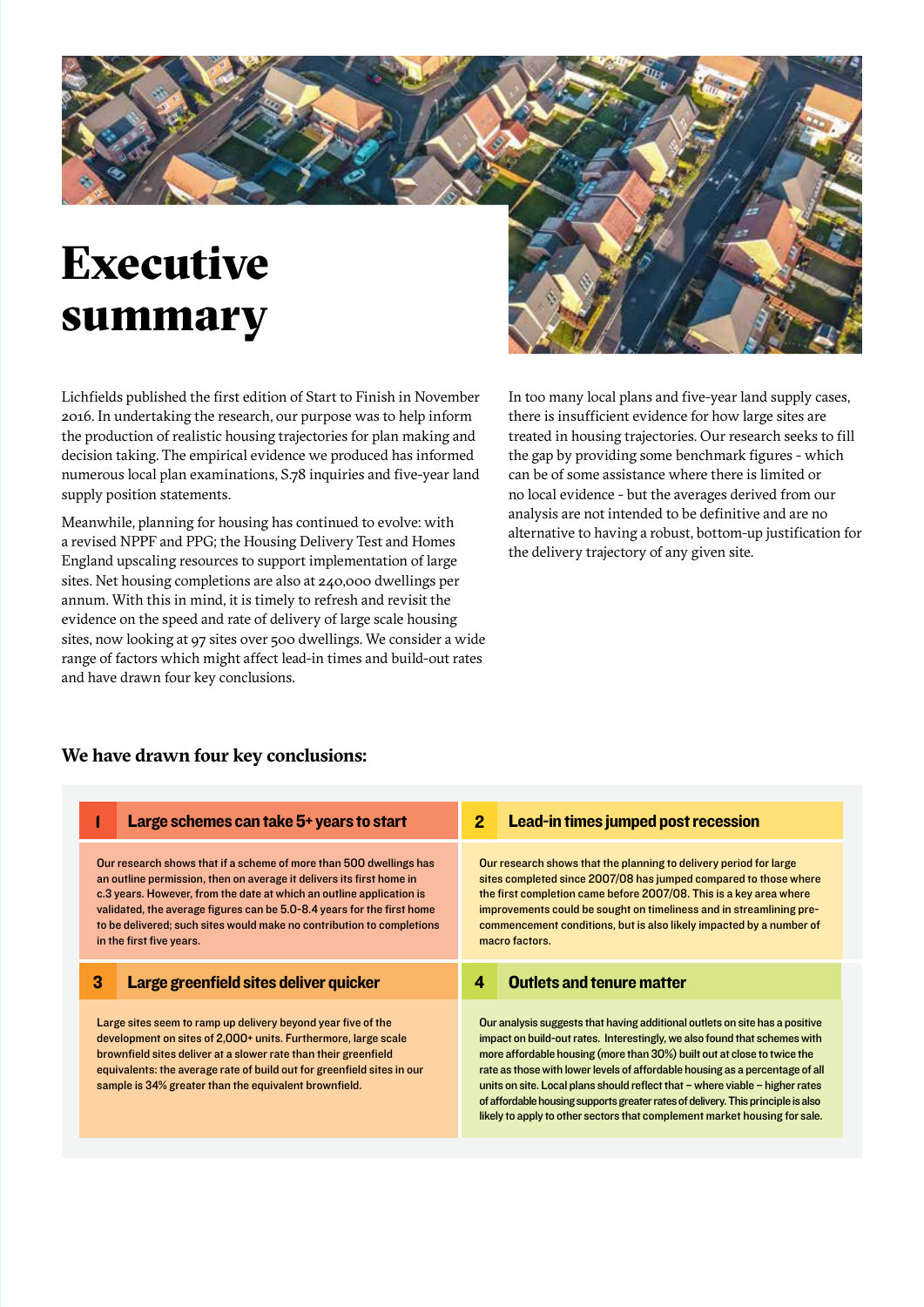# Executive summary

Lichfields published the first edition of Start to Finish in November 2016. In undertaking the research, our purpose was to help inform the production of realistic housing trajectories for plan making and decision taking. The empirical evidence we produced has informed numerous local plan examinations, S.78 inquiries and five-year land supply position statements.

Meanwhile, planning for housing has continued to evolve: with a revised NPPF and PPG; the Housing Delivery Test and Homes England upscaling resources to support implementation of large sites. Net housing completions are also at 240,000 dwellings per annum. With this in mind, it is timely to refresh and revisit the evidence on the speed and rate of delivery of large scale housing sites, now looking at 97 sites over 500 dwellings. We consider a wide range of factors which might affect lead-in times and build-out rates and have drawn four key conclusions.

In too many local plans and five-year land supply cases, there is insufficient evidence for how large sites are treated in housing trajectories. Our research seeks to fill the gap by providing some benchmark figures - which can be of some assistance where there is limited or no local evidence - but the averages derived from our analysis are not intended to be definitive and are no alternative to having a robust, bottom-up justification for the delivery trajectory of any given site.

### We have drawn four key conclusions:

#### 1 Large schemes can take 5+ years to start

Our research shows that if a scheme of more than 500 dwellings has an outline permission, then on average it delivers its first home in c.3 years. However, from the date at which an outline application is validated, the average figures can be 5.0-8.4 years for the first home to be delivered; such sites would make no contribution to completions in the first five years.

#### 2 Lead-in times jumped post recession

Our research shows that the planning to delivery period for large sites completed since 2007/08 has jumped compared to those where the first completion came before 2007/08. This is a key area where improvements could be sought on timeliness and in streamlining pre-commencement conditions, but is also likely impacted by a number of macro factors.

#### 3 Large greenfield sites deliver quicker

Large sites seem to ramp up delivery beyond year five of the development on sites of 2,000+ units. Furthermore, large scale brownfield sites deliver at a slower rate than their greenfield equivalents: the average rate of build out for greenfield sites in our sample is 34% greater than the equivalent brownfield.

#### 4 Outlets and tenure matter

Our analysis suggests that having additional outlets on site has a positive impact on build-out rates. Interestingly, we also found that schemes with more affordable housing (more than 30%) built out at close to twice the rate as those with lower levels of affordable housing as a percentage of all units on site. Local plans should reflect that – where viable – higher rates of affordable housing supports greater rates of delivery. This principle is also likely to apply to other sectors that complement market housing for sale.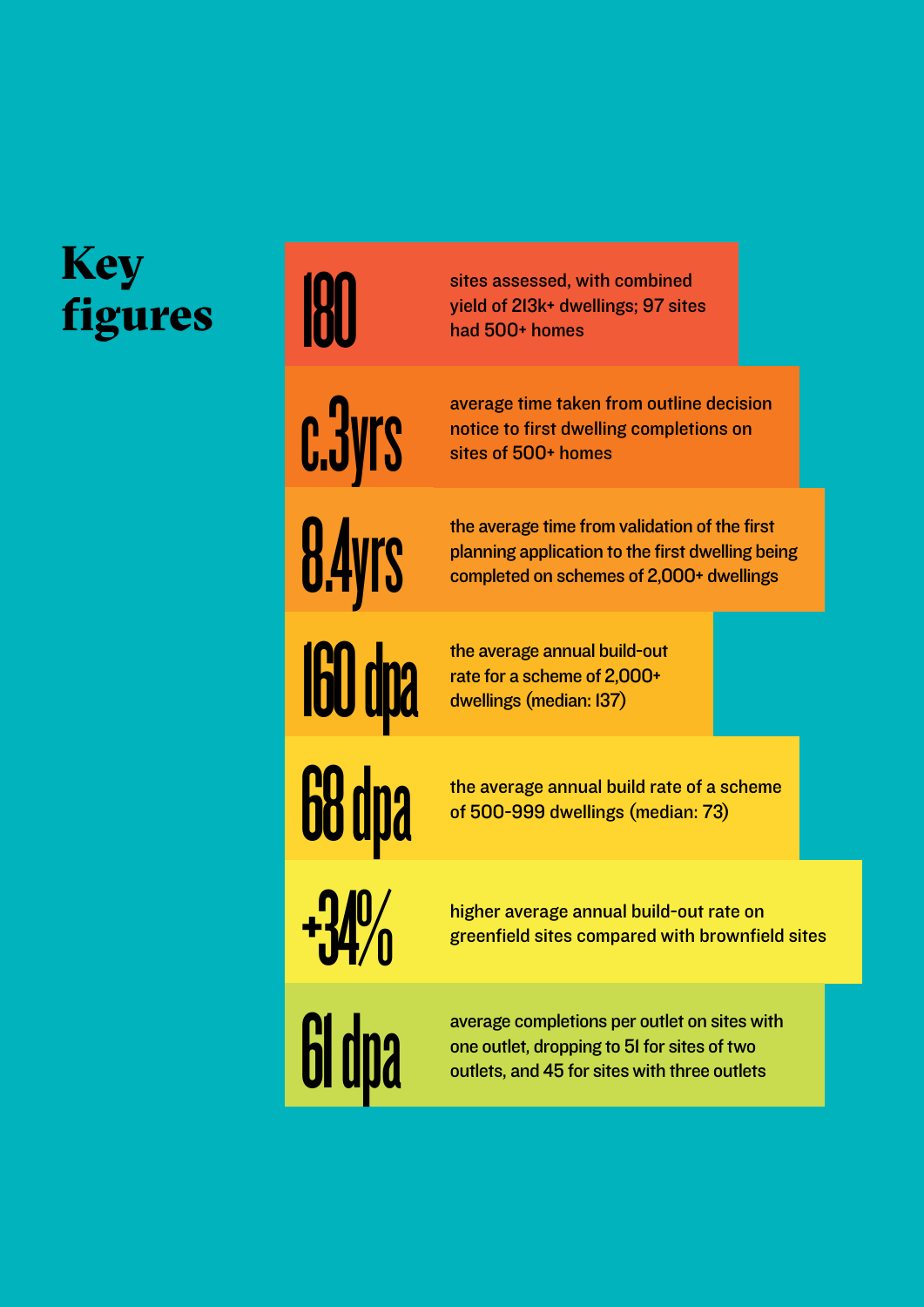# Key figures

**180** sites assessed, with combined yield of 213k+ dwellings; 97 sites had 500+ homes

**c.3yrs** average time taken from outline decision notice to first dwelling completions on sites of 500+ homes

**8.4yrs** the average time from validation of the first planning application to the first dwelling being completed on schemes of 2,000+ dwellings

**160 dpa** the average annual build-out rate for a scheme of 2,000+ dwellings (median: 137)

**68 dpa** the average annual build rate of a scheme of 500-999 dwellings (median: 73)

**+34%** higher average annual build-out rate on greenfield sites compared with brownfield sites

**61 dpa** average completions per outlet on sites with one outlet, dropping to 51 for sites of two outlets, and 45 for sites with three outlets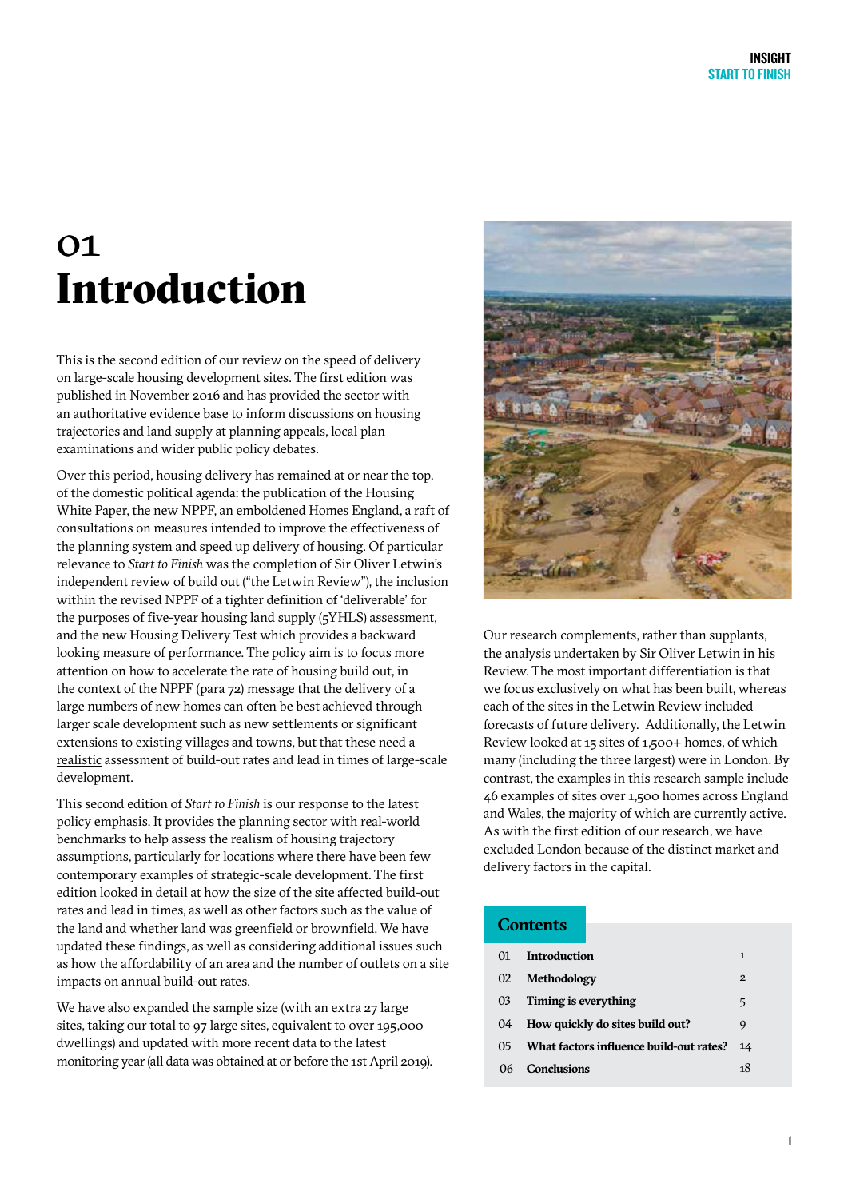# 01 Introduction

This is the second edition of our review on the speed of delivery on large-scale housing development sites. The first edition was published in November 2016 and has provided the sector with an authoritative evidence base to inform discussions on housing trajectories and land supply at planning appeals, local plan examinations and wider public policy debates.

Over this period, housing delivery has remained at or near the top, of the domestic political agenda: the publication of the Housing White Paper, the new NPPF, an emboldened Homes England, a raft of consultations on measures intended to improve the effectiveness of the planning system and speed up delivery of housing. Of particular relevance to *Start to Finish* was the completion of Sir Oliver Letwin's independent review of build out ("the Letwin Review"), the inclusion within the revised NPPF of a tighter definition of 'deliverable' for the purposes of five-year housing land supply (5YHLS) assessment, and the new Housing Delivery Test which provides a backward looking measure of performance. The policy aim is to focus more attention on how to accelerate the rate of housing build out, in the context of the NPPF (para 72) message that the delivery of a large numbers of new homes can often be best achieved through larger scale development such as new settlements or significant extensions to existing villages and towns, but that these need a realistic assessment of build-out rates and lead in times of large-scale development.

This second edition of *Start to Finish* is our response to the latest policy emphasis. It provides the planning sector with real-world benchmarks to help assess the realism of housing trajectory assumptions, particularly for locations where there have been few contemporary examples of strategic-scale development. The first edition looked in detail at how the size of the site affected build-out rates and lead in times, as well as other factors such as the value of the land and whether land was greenfield or brownfield. We have updated these findings, as well as considering additional issues such as how the affordability of an area and the number of outlets on a site impacts on annual build-out rates.

We have also expanded the sample size (with an extra 27 large sites, taking our total to 97 large sites, equivalent to over 195,000 dwellings) and updated with more recent data to the latest monitoring year (all data was obtained at or before the 1st April 2019).

Our research complements, rather than supplants, the analysis undertaken by Sir Oliver Letwin in his Review. The most important differentiation is that we focus exclusively on what has been built, whereas each of the sites in the Letwin Review included forecasts of future delivery. Additionally, the Letwin Review looked at 15 sites of 1,500+ homes, of which many (including the three largest) were in London. By contrast, the examples in this research sample include 46 examples of sites over 1,500 homes across England and Wales, the majority of which are currently active. As with the first edition of our research, we have excluded London because of the distinct market and delivery factors in the capital.

## Contents

| | | |
|---|---|---|
| 01 | **Introduction** | 1 |
| 02 | **Methodology** | 2 |
| 03 | **Timing is everything** | 5 |
| 04 | **How quickly do sites build out?** | 9 |
| 05 | **What factors influence build-out rates?** | 14 |
| 06 | **Conclusions** | 18 |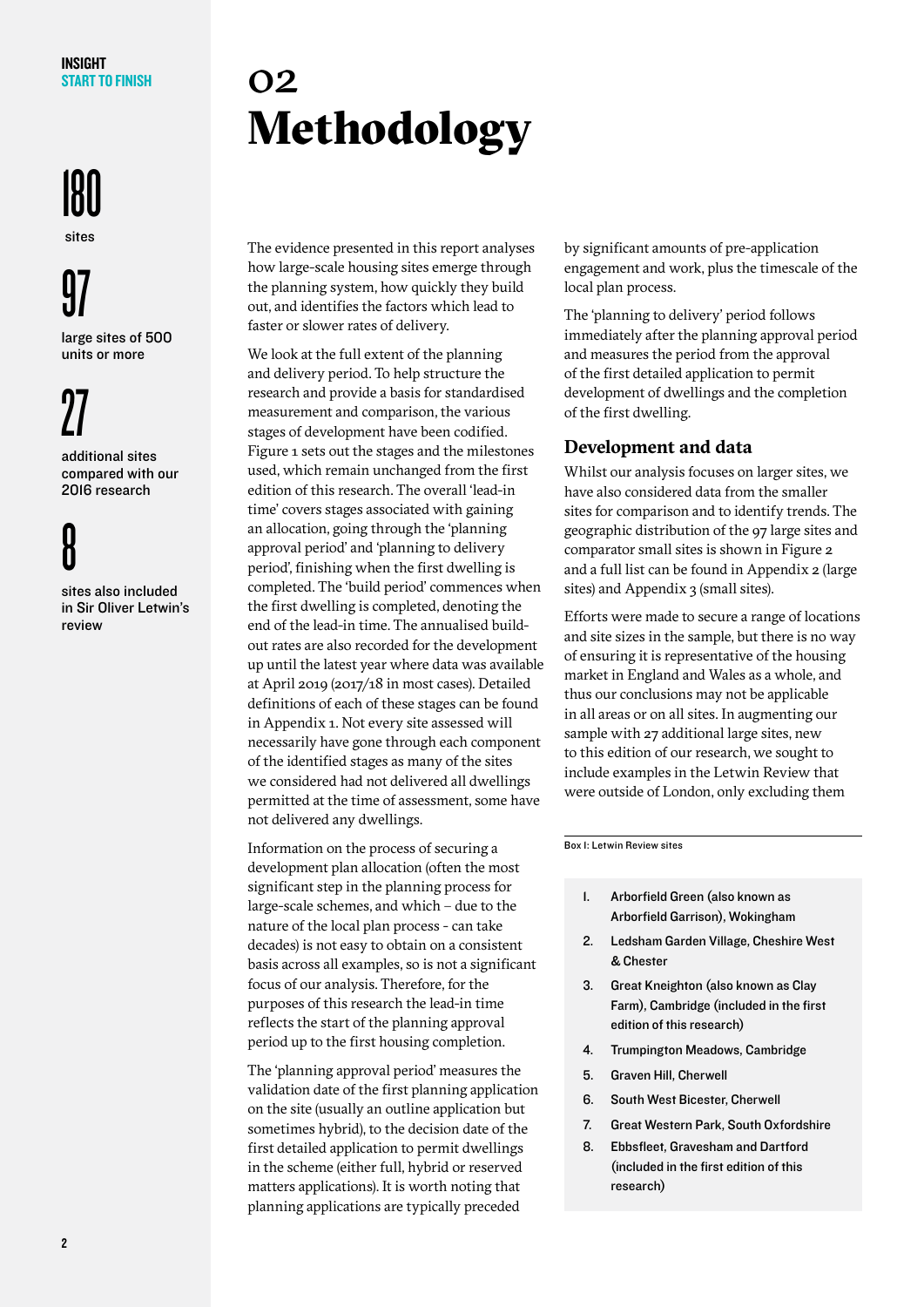180

sites

97

large sites of 500 units or more

27

additional sites compared with our 2016 research

8

sites also included in Sir Oliver Letwin's review

# 02 Methodology

The evidence presented in this report analyses how large-scale housing sites emerge through the planning system, how quickly they build out, and identifies the factors which lead to faster or slower rates of delivery.

We look at the full extent of the planning and delivery period. To help structure the research and provide a basis for standardised measurement and comparison, the various stages of development have been codified. Figure 1 sets out the stages and the milestones used, which remain unchanged from the first edition of this research. The overall 'lead-in time' covers stages associated with gaining an allocation, going through the 'planning approval period' and 'planning to delivery period', finishing when the first dwelling is completed. The 'build period' commences when the first dwelling is completed, denoting the end of the lead-in time. The annualised build-out rates are also recorded for the development up until the latest year where data was available at April 2019 (2017/18 in most cases). Detailed definitions of each of these stages can be found in Appendix 1. Not every site assessed will necessarily have gone through each component of the identified stages as many of the sites we considered had not delivered all dwellings permitted at the time of assessment, some have not delivered any dwellings.

Information on the process of securing a development plan allocation (often the most significant step in the planning process for large-scale schemes, and which – due to the nature of the local plan process - can take decades) is not easy to obtain on a consistent basis across all examples, so is not a significant focus of our analysis. Therefore, for the purposes of this research the lead-in time reflects the start of the planning approval period up to the first housing completion.

The 'planning approval period' measures the validation date of the first planning application on the site (usually an outline application but sometimes hybrid), to the decision date of the first detailed application to permit dwellings in the scheme (either full, hybrid or reserved matters applications). It is worth noting that planning applications are typically preceded by significant amounts of pre-application engagement and work, plus the timescale of the local plan process.

The 'planning to delivery' period follows immediately after the planning approval period and measures the period from the approval of the first detailed application to permit development of dwellings and the completion of the first dwelling.

## Development and data

Whilst our analysis focuses on larger sites, we have also considered data from the smaller sites for comparison and to identify trends. The geographic distribution of the 97 large sites and comparator small sites is shown in Figure 2 and a full list can be found in Appendix 2 (large sites) and Appendix 3 (small sites).

Efforts were made to secure a range of locations and site sizes in the sample, but there is no way of ensuring it is representative of the housing market in England and Wales as a whole, and thus our conclusions may not be applicable in all areas or on all sites. In augmenting our sample with 27 additional large sites, new to this edition of our research, we sought to include examples in the Letwin Review that were outside of London, only excluding them

Box I: Letwin Review sites

1. Arborfield Green (also known as Arborfield Garrison), Wokingham
2. Ledsham Garden Village, Cheshire West & Chester
3. Great Kneighton (also known as Clay Farm), Cambridge (included in the first edition of this research)
4. Trumpington Meadows, Cambridge
5. Graven Hill, Cherwell
6. South West Bicester, Cherwell
7. Great Western Park, South Oxfordshire
8. Ebbsfleet, Gravesham and Dartford (included in the first edition of this research)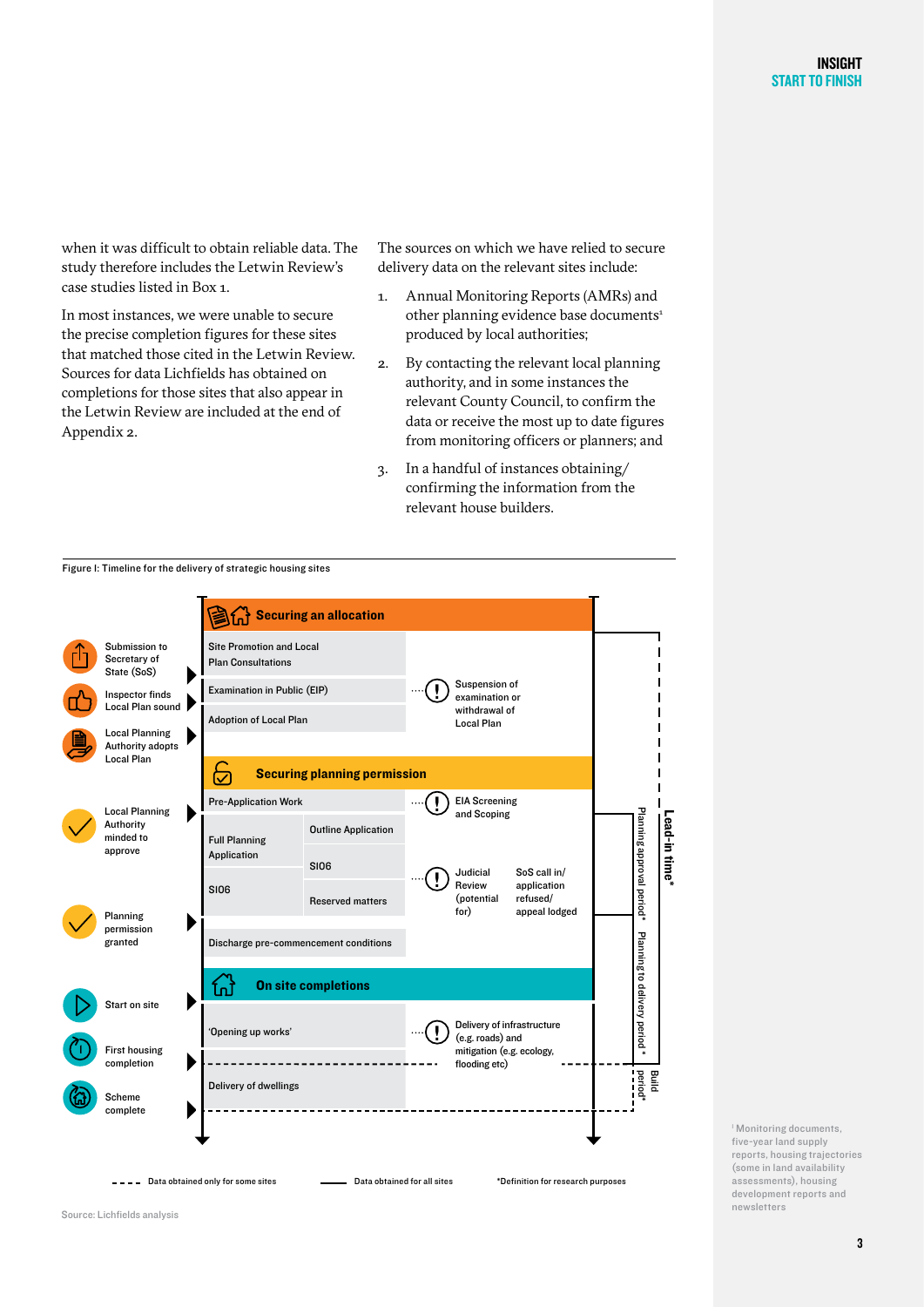when it was difficult to obtain reliable data. The study therefore includes the Letwin Review's case studies listed in Box 1.

In most instances, we were unable to secure the precise completion figures for these sites that matched those cited in the Letwin Review. Sources for data Lichfields has obtained on completions for those sites that also appear in the Letwin Review are included at the end of Appendix 2.

The sources on which we have relied to secure delivery data on the relevant sites include:

1. Annual Monitoring Reports (AMRs) and other planning evidence base documents[1] produced by local authorities;
2. By contacting the relevant local planning authority, and in some instances the relevant County Council, to confirm the data or receive the most up to date figures from monitoring officers or planners; and
3. In a handful of instances obtaining/ confirming the information from the relevant house builders.

Figure I: Timeline for the delivery of strategic housing sites

**Securing an allocation**

- Submission to Secretary of State (SoS)
- Inspector finds Local Plan sound
- Local Planning Authority adopts Local Plan

Site Promotion and Local Plan Consultations → Examination in Public (EIP) → Adoption of Local Plan

Suspension of examination or withdrawal of Local Plan

**Securing planning permission**

- Local Planning Authority minded to approve
- Planning permission granted

Pre-Application Work → Full Planning Application / S106 or Outline Application / S106 / Reserved matters → Discharge pre-commencement conditions

EIA Screening and Scoping

Judicial Review (potential for)

SoS call in/ application refused/ appeal lodged

**On site completions**

- Start on site
- First housing completion
- Scheme complete

'Opening up works' → Delivery of dwellings

Delivery of infrastructure (e.g. roads) and mitigation (e.g. ecology, flooding etc)

Lead-in time* | Planning approval period* | Planning to delivery period* | Build period*

- - - - Data obtained only for some sites

—— Data obtained for all sites

*Definition for research purposes

Source: Lichfields analysis

[1] Monitoring documents, five-year land supply reports, housing trajectories (some in land availability assessments), housing development reports and newsletters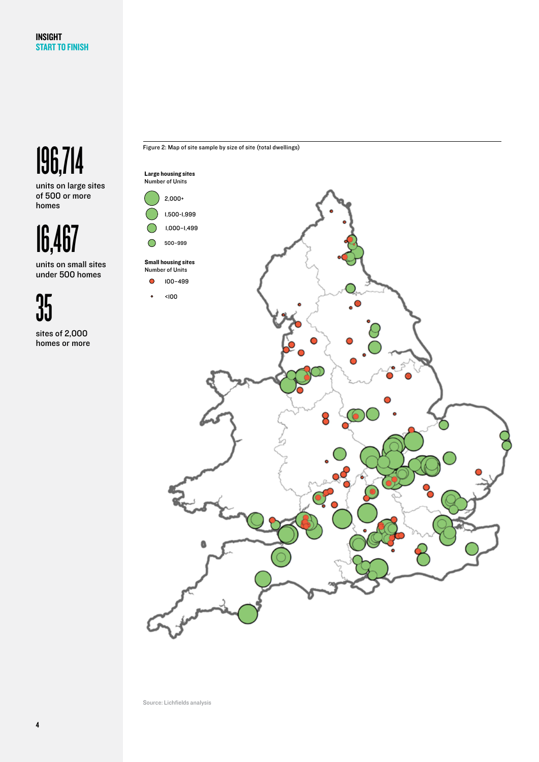196,714

units on large sites of 500 or more homes

16,467

units on small sites under 500 homes

35

sites of 2,000 homes or more

Figure 2: Map of site sample by size of site (total dwellings)

**Large housing sites**
Number of Units

- 2,000+
- 1,500–1,999
- 1,000–1,499
- 500–999

**Small housing sites**
Number of Units

- 100–499
- <100

Source: Lichfields analysis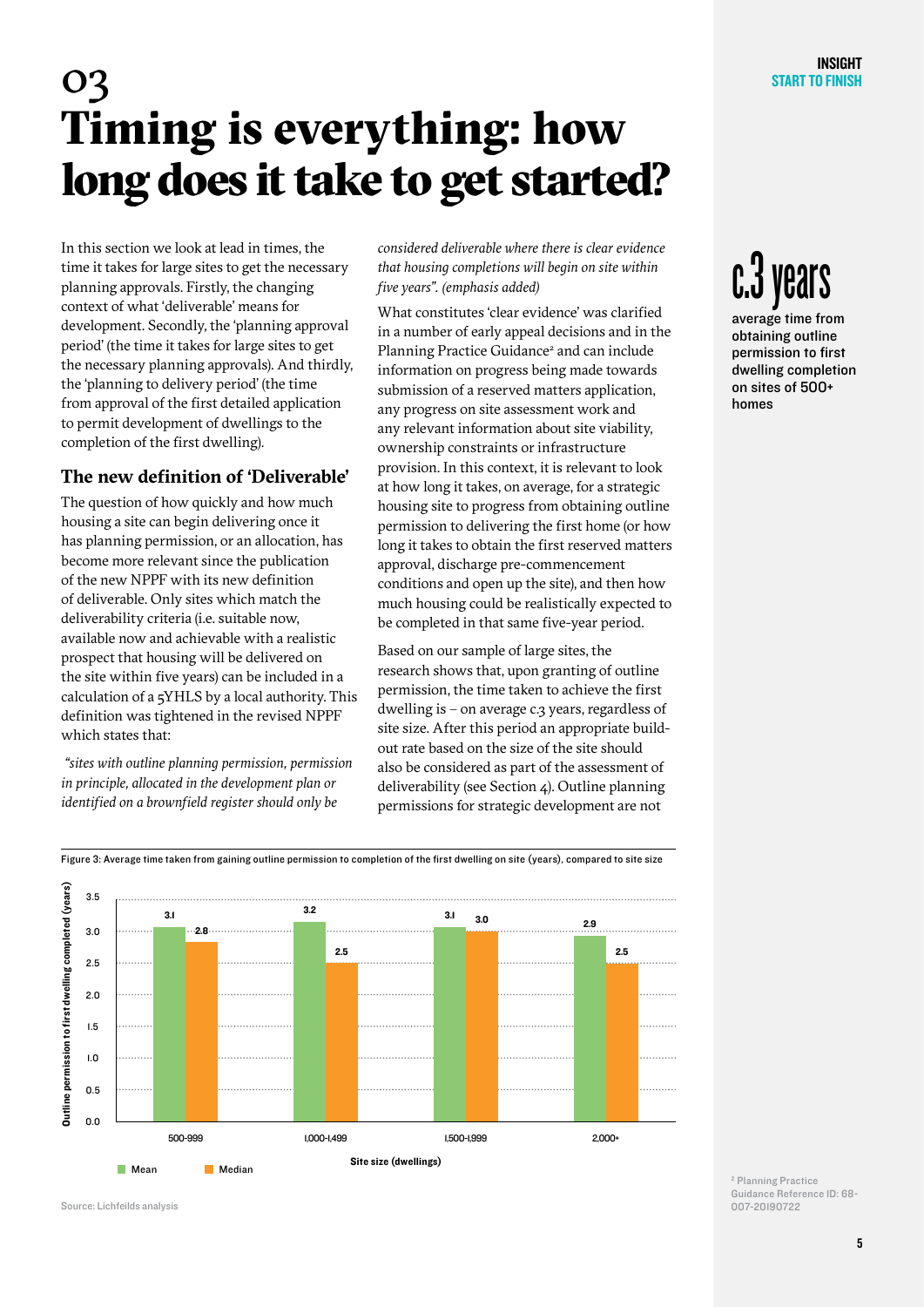# 03 Timing is everything: how long does it take to get started?

In this section we look at lead in times, the time it takes for large sites to get the necessary planning approvals. Firstly, the changing context of what 'deliverable' means for development. Secondly, the 'planning approval period' (the time it takes for large sites to get the necessary planning approvals). And thirdly, the 'planning to delivery period' (the time from approval of the first detailed application to permit development of dwellings to the completion of the first dwelling).

## The new definition of 'Deliverable'

The question of how quickly and how much housing a site can begin delivering once it has planning permission, or an allocation, has become more relevant since the publication of the new NPPF with its new definition of deliverable. Only sites which match the deliverability criteria (i.e. suitable now, available now and achievable with a realistic prospect that housing will be delivered on the site within five years) can be included in a calculation of a 5YHLS by a local authority. This definition was tightened in the revised NPPF which states that:

*"sites with outline planning permission, permission in principle, allocated in the development plan or identified on a brownfield register should only be considered deliverable where there is clear evidence that housing completions will begin on site within five years". (emphasis added)*

What constitutes 'clear evidence' was clarified in a number of early appeal decisions and in the Planning Practice Guidance[2] and can include information on progress being made towards submission of a reserved matters application, any progress on site assessment work and any relevant information about site viability, ownership constraints or infrastructure provision. In this context, it is relevant to look at how long it takes, on average, for a strategic housing site to progress from obtaining outline permission to delivering the first home (or how long it takes to obtain the first reserved matters approval, discharge pre-commencement conditions and open up the site), and then how much housing could be realistically expected to be completed in that same five-year period.

Based on our sample of large sites, the research shows that, upon granting of outline permission, the time taken to achieve the first dwelling is – on average c.3 years, regardless of site size. After this period an appropriate build-out rate based on the size of the site should also be considered as part of the assessment of deliverability (see Section 4). Outline planning permissions for strategic development are not

**c.3 years**

average time from obtaining outline permission to first dwelling completion on sites of 500+ homes

Figure 3: Average time taken from gaining outline permission to completion of the first dwelling on site (years), compared to site size

| Site size (dwellings) | Mean | Median |
|---|---|---|
| 500-999 | 3.1 | 2.8 |
| 1,000-1,499 | 3.2 | 2.5 |
| 1,500-1,999 | 3.1 | 3.0 |
| 2,000+ | 2.9 | 2.5 |

Source: Lichfeilds analysis

[2] Planning Practice Guidance Reference ID: 68-007-20190722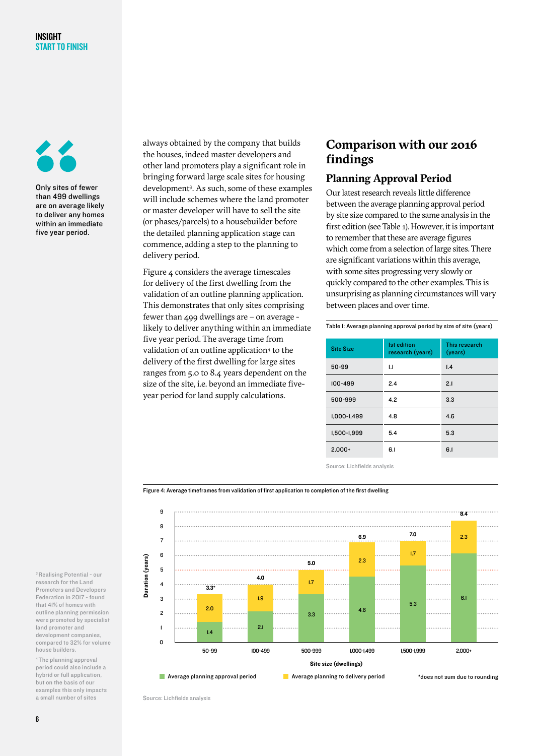Only sites of fewer than 499 dwellings are on average likely to deliver any homes within an immediate five year period.

always obtained by the company that builds the houses, indeed master developers and other land promoters play a significant role in bringing forward large scale sites for housing development[3]. As such, some of these examples will include schemes where the land promoter or master developer will have to sell the site (or phases/parcels) to a housebuilder before the detailed planning application stage can commence, adding a step to the planning to delivery period.

Figure 4 considers the average timescales for delivery of the first dwelling from the validation of an outline planning application. This demonstrates that only sites comprising fewer than 499 dwellings are – on average - likely to deliver anything within an immediate five year period. The average time from validation of an outline application[4] to the delivery of the first dwelling for large sites ranges from 5.0 to 8.4 years dependent on the size of the site, i.e. beyond an immediate five-year period for land supply calculations.

## Comparison with our 2016 findings

### Planning Approval Period

Our latest research reveals little difference between the average planning approval period by site size compared to the same analysis in the first edition (see Table 1). However, it is important to remember that these are average figures which come from a selection of large sites. There are significant variations within this average, with some sites progressing very slowly or quickly compared to the other examples. This is unsurprising as planning circumstances will vary between places and over time.

Table 1: Average planning approval period by size of site (years)

| Site Size | 1st edition research (years) | This research (years) |
|---|---|---|
| 50-99 | 1.1 | 1.4 |
| 100-499 | 2.4 | 2.1 |
| 500-999 | 4.2 | 3.3 |
| 1,000-1,499 | 4.8 | 4.6 |
| 1,500-1,999 | 5.4 | 5.3 |
| 2,000+ | 6.1 | 6.1 |

Source: Lichfields analysis

Figure 4: Average timeframes from validation of first application to completion of the first dwelling

| Site size (dwellings) | Average planning approval period | Average planning to delivery period | Total |
|---|---|---|---|
| 50-99 | 1.4 | 2.0 | 3.3* |
| 100-499 | 2.1 | 1.9 | 4.0 |
| 500-999 | 3.3 | 1.7 | 5.0 |
| 1,000-1,499 | 4.6 | 2.3 | 6.9 |
| 1,500-1,999 | 5.3 | 1.7 | 7.0 |
| 2,000+ | 6.1 | 2.3 | 8.4 |

*does not sum due to rounding

Source: Lichfields analysis

[3] Realising Potential - our research for the Land Promoters and Developers Federation in 2017 - found that 41% of homes with outline planning permission were promoted by specialist land promoter and development companies, compared to 32% for volume house builders.

[4] The planning approval period could also include a hybrid or full application, but on the basis of our examples this only impacts a small number of sites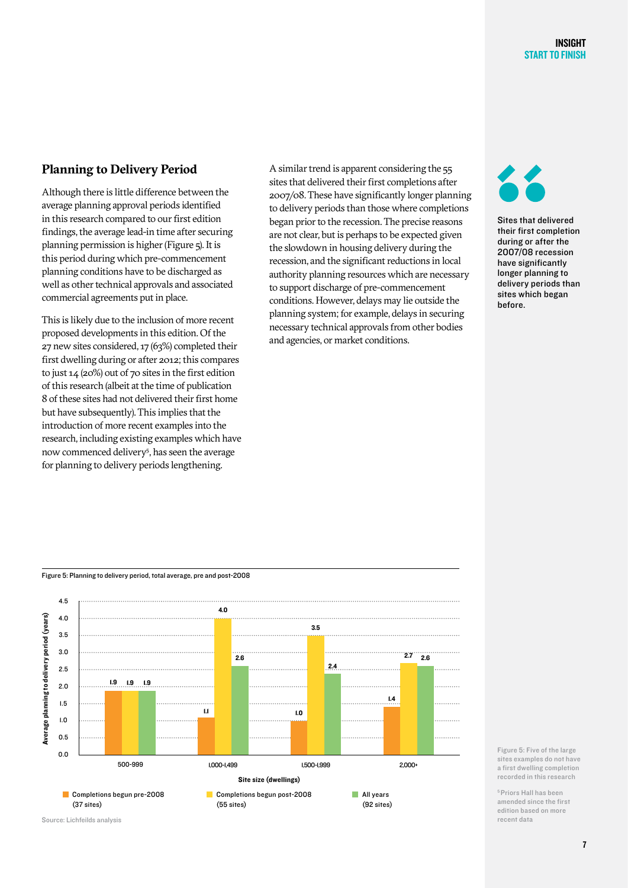## Planning to Delivery Period

Although there is little difference between the average planning approval periods identified in this research compared to our first edition findings, the average lead-in time after securing planning permission is higher (Figure 5). It is this period during which pre-commencement planning conditions have to be discharged as well as other technical approvals and associated commercial agreements put in place.

This is likely due to the inclusion of more recent proposed developments in this edition. Of the 27 new sites considered, 17 (63%) completed their first dwelling during or after 2012; this compares to just 14 (20%) out of 70 sites in the first edition of this research (albeit at the time of publication 8 of these sites had not delivered their first home but have subsequently). This implies that the introduction of more recent examples into the research, including existing examples which have now commenced delivery[5], has seen the average for planning to delivery periods lengthening.

A similar trend is apparent considering the 55 sites that delivered their first completions after 2007/08. These have significantly longer planning to delivery periods than those where completions began prior to the recession. The precise reasons are not clear, but is perhaps to be expected given the slowdown in housing delivery during the recession, and the significant reductions in local authority planning resources which are necessary to support discharge of pre-commencement conditions. However, delays may lie outside the planning system; for example, delays in securing necessary technical approvals from other bodies and agencies, or market conditions.

> Sites that delivered their first completion during or after the 2007/08 recession have significantly longer planning to delivery periods than sites which began before.

Figure 5: Planning to delivery period, total average, pre and post-2008

Average planning to delivery period (years)

| Site size (dwellings) | Completions begun pre-2008 (37 sites) | Completions begun post-2008 (55 sites) | All years (92 sites) |
|---|---|---|---|
| 500-999 | 1.9 | 1.9 | 1.9 |
| 1,000-1,499 | 1.1 | 4.0 | 2.6 |
| 1,500-1,999 | 1.0 | 3.5 | 2.4 |
| 2,000+ | 1.4 | 2.7 | 2.6 |

Source: Lichfeilds analysis

Figure 5: Five of the large sites examples do not have a first dwelling completion recorded in this research

[5] Priors Hall has been amended since the first edition based on more recent data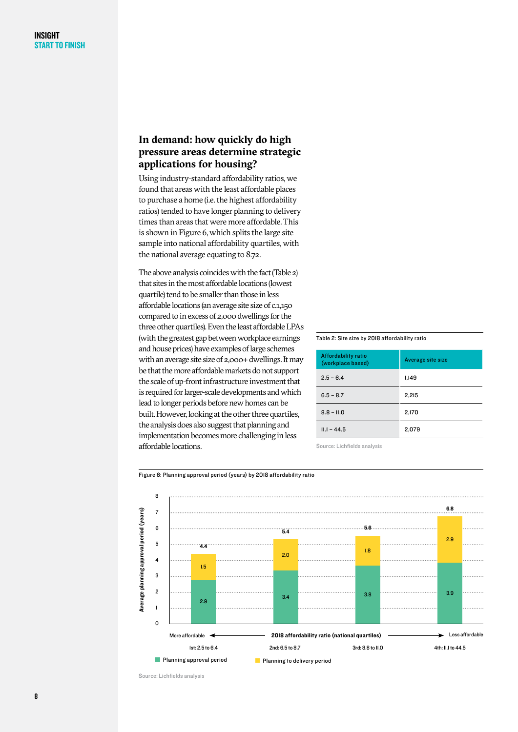## In demand: how quickly do high pressure areas determine strategic applications for housing?

Using industry-standard affordability ratios, we found that areas with the least affordable places to purchase a home (i.e. the highest affordability ratios) tended to have longer planning to delivery times than areas that were more affordable. This is shown in Figure 6, which splits the large site sample into national affordability quartiles, with the national average equating to 8.72.

The above analysis coincides with the fact (Table 2) that sites in the most affordable locations (lowest quartile) tend to be smaller than those in less affordable locations (an average site size of c.1,150 compared to in excess of 2,000 dwellings for the three other quartiles). Even the least affordable LPAs (with the greatest gap between workplace earnings and house prices) have examples of large schemes with an average site size of 2,000+ dwellings. It may be that the more affordable markets do not support the scale of up-front infrastructure investment that is required for larger-scale developments and which lead to longer periods before new homes can be built. However, looking at the other three quartiles, the analysis does also suggest that planning and implementation becomes more challenging in less affordable locations.

Table 2: Site size by 2018 affordability ratio

| Affordability ratio (workplace based) | Average site size |
|---|---|
| 2.5 – 6.4 | 1,149 |
| 6.5 – 8.7 | 2,215 |
| 8.8 – 11.0 | 2,170 |
| 11.1 – 44.5 | 2,079 |

Source: Lichfields analysis

Figure 6: Planning approval period (years) by 2018 affordability ratio

| 2018 affordability ratio (national quartiles) | Planning approval period | Planning to delivery period | Total |
|---|---|---|---|
| 1st: 2.5 to 6.4 (More affordable) | 2.9 | 1.5 | 4.4 |
| 2nd: 6.5 to 8.7 | 3.4 | 2.0 | 5.4 |
| 3rd: 8.8 to 11.0 | 3.8 | 1.8 | 5.6 |
| 4th: 11.1 to 44.5 (Less affordable) | 3.9 | 2.9 | 6.8 |

Source: Lichfields analysis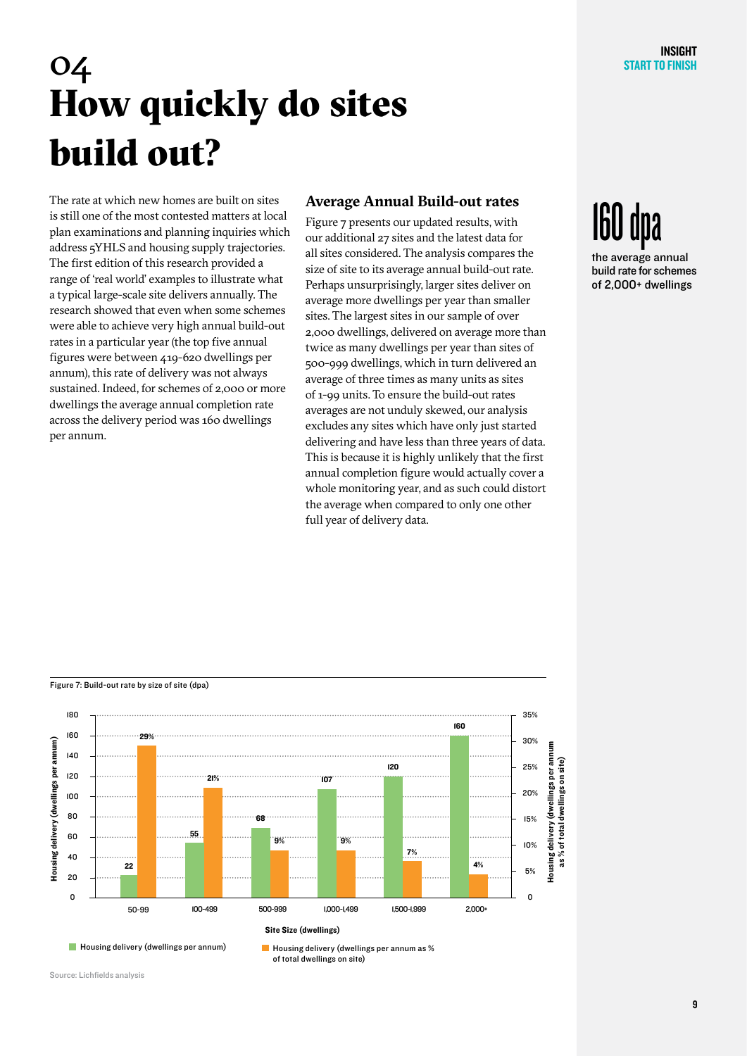# 04 How quickly do sites build out?

The rate at which new homes are built on sites is still one of the most contested matters at local plan examinations and planning inquiries which address 5YHLS and housing supply trajectories. The first edition of this research provided a range of 'real world' examples to illustrate what a typical large-scale site delivers annually. The research showed that even when some schemes were able to achieve very high annual build-out rates in a particular year (the top five annual figures were between 419-620 dwellings per annum), this rate of delivery was not always sustained. Indeed, for schemes of 2,000 or more dwellings the average annual completion rate across the delivery period was 160 dwellings per annum.

## Average Annual Build-out rates

Figure 7 presents our updated results, with our additional 27 sites and the latest data for all sites considered. The analysis compares the size of site to its average annual build-out rate. Perhaps unsurprisingly, larger sites deliver on average more dwellings per year than smaller sites. The largest sites in our sample of over 2,000 dwellings, delivered on average more than twice as many dwellings per year than sites of 500-999 dwellings, which in turn delivered an average of three times as many units as sites of 1-99 units. To ensure the build-out rates averages are not unduly skewed, our analysis excludes any sites which have only just started delivering and have less than three years of data. This is because it is highly unlikely that the first annual completion figure would actually cover a whole monitoring year, and as such could distort the average when compared to only one other full year of delivery data.

**160 dpa**
the average annual build rate for schemes of 2,000+ dwellings

Figure 7: Build-out rate by size of site (dpa)

| Site Size (dwellings) | Housing delivery (dwellings per annum) | Housing delivery (dwellings per annum as % of total dwellings on site) |
|---|---|---|
| 50-99 | 22 | 29% |
| 100-499 | 55 | 21% |
| 500-999 | 68 | 9% |
| 1,000-1,499 | 107 | 9% |
| 1,500-1,999 | 120 | 7% |
| 2,000+ | 160 | 4% |

Source: Lichfields analysis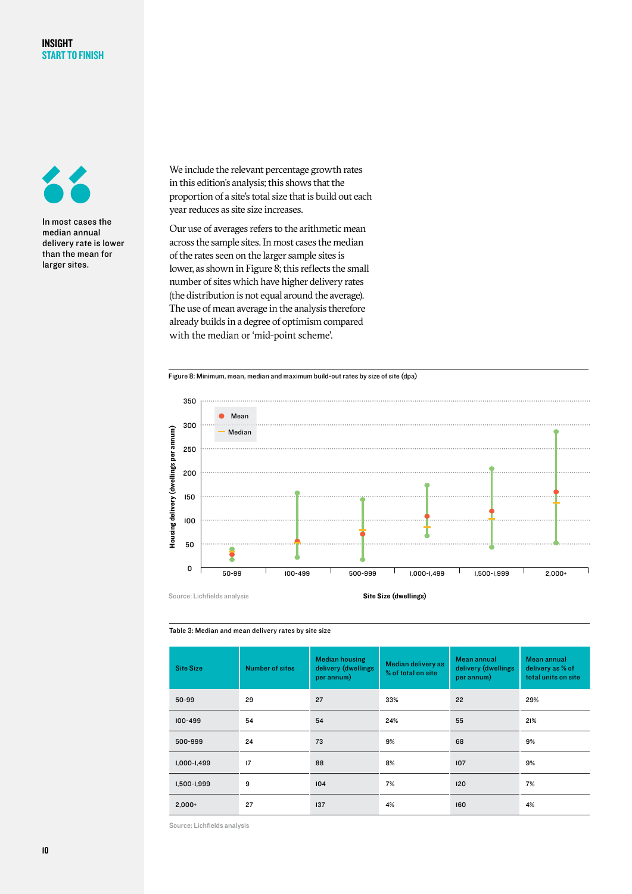> In most cases the median annual delivery rate is lower than the mean for larger sites.

We include the relevant percentage growth rates in this edition's analysis; this shows that the proportion of a site's total size that is build out each year reduces as site size increases.

Our use of averages refers to the arithmetic mean across the sample sites. In most cases the median of the rates seen on the larger sample sites is lower, as shown in Figure 8; this reflects the small number of sites which have higher delivery rates (the distribution is not equal around the average). The use of mean average in the analysis therefore already builds in a degree of optimism compared with the median or 'mid-point scheme'.

Figure 8: Minimum, mean, median and maximum build-out rates by size of site (dpa)

Source: Lichfields analysis

Table 3: Median and mean delivery rates by site size

| Site Size | Number of sites | Median housing delivery (dwellings per annum) | Median delivery as % of total on site | Mean annual delivery (dwellings per annum) | Mean annual delivery as % of total units on site |
|---|---|---|---|---|---|
| 50-99 | 29 | 27 | 33% | 22 | 29% |
| 100-499 | 54 | 54 | 24% | 55 | 21% |
| 500-999 | 24 | 73 | 9% | 68 | 9% |
| 1,000-1,499 | 17 | 88 | 8% | 107 | 9% |
| 1,500-1,999 | 9 | 104 | 7% | 120 | 7% |
| 2,000+ | 27 | 137 | 4% | 160 | 4% |

Source: Lichfields analysis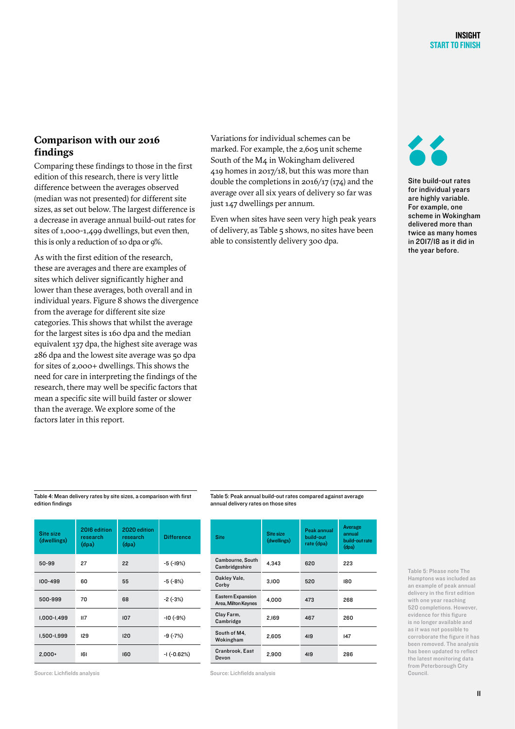## Comparison with our 2016 findings

Comparing these findings to those in the first edition of this research, there is very little difference between the averages observed (median was not presented) for different site sizes, as set out below. The largest difference is a decrease in average annual build-out rates for sites of 1,000-1,499 dwellings, but even then, this is only a reduction of 10 dpa or 9%.

As with the first edition of the research, these are averages and there are examples of sites which deliver significantly higher and lower than these averages, both overall and in individual years. Figure 8 shows the divergence from the average for different site size categories. This shows that whilst the average for the largest sites is 160 dpa and the median equivalent 137 dpa, the highest site average was 286 dpa and the lowest site average was 50 dpa for sites of 2,000+ dwellings. This shows the need for care in interpreting the findings of the research, there may well be specific factors that mean a specific site will build faster or slower than the average. We explore some of the factors later in this report.

Variations for individual schemes can be marked. For example, the 2,605 unit scheme South of the M4 in Wokingham delivered 419 homes in 2017/18, but this was more than double the completions in 2016/17 (174) and the average over all six years of delivery so far was just 147 dwellings per annum.

Even when sites have seen very high peak years of delivery, as Table 5 shows, no sites have been able to consistently delivery 300 dpa.

**Site build-out rates for individual years are highly variable. For example, one scheme in Wokingham delivered more than twice as many homes in 2017/18 as it did in the year before.**

Table 4: Mean delivery rates by site sizes, a comparison with first edition findings

| Site size (dwellings) | 2016 edition research (dpa) | 2020 edition research (dpa) | Difference |
|---|---|---|---|
| 50-99 | 27 | 22 | -5 (-19%) |
| 100-499 | 60 | 55 | -5 (-8%) |
| 500-999 | 70 | 68 | -2 (-3%) |
| 1,000-1,499 | 117 | 107 | -10 (-9%) |
| 1,500-1,999 | 129 | 120 | -9 (-7%) |
| 2,000+ | 161 | 160 | -1 (-0.62%) |

Source: Lichfields analysis

Table 5: Peak annual build-out rates compared against average annual delivery rates on those sites

| Site | Site size (dwellings) | Peak annual build-out rate (dpa) | Average annual build-out rate (dpa) |
|---|---|---|---|
| Cambourne, South Cambridgeshire | 4,343 | 620 | 223 |
| Oakley Vale, Corby | 3,100 | 520 | 180 |
| Eastern Expansion Area, Milton Keynes | 4,000 | 473 | 268 |
| Clay Farm, Cambridge | 2,169 | 467 | 260 |
| South of M4, Wokingham | 2,605 | 419 | 147 |
| Cranbrook, East Devon | 2,900 | 419 | 286 |

Source: Lichfields analysis

Table 5: Please note The Hamptons was included as an example of peak annual delivery in the first edition with one year reaching 520 completions. However, evidence for this figure is no longer available and as it was not possible to corroborate the figure it has been removed. The analysis has been updated to reflect the latest monitoring data from Peterborough City Council.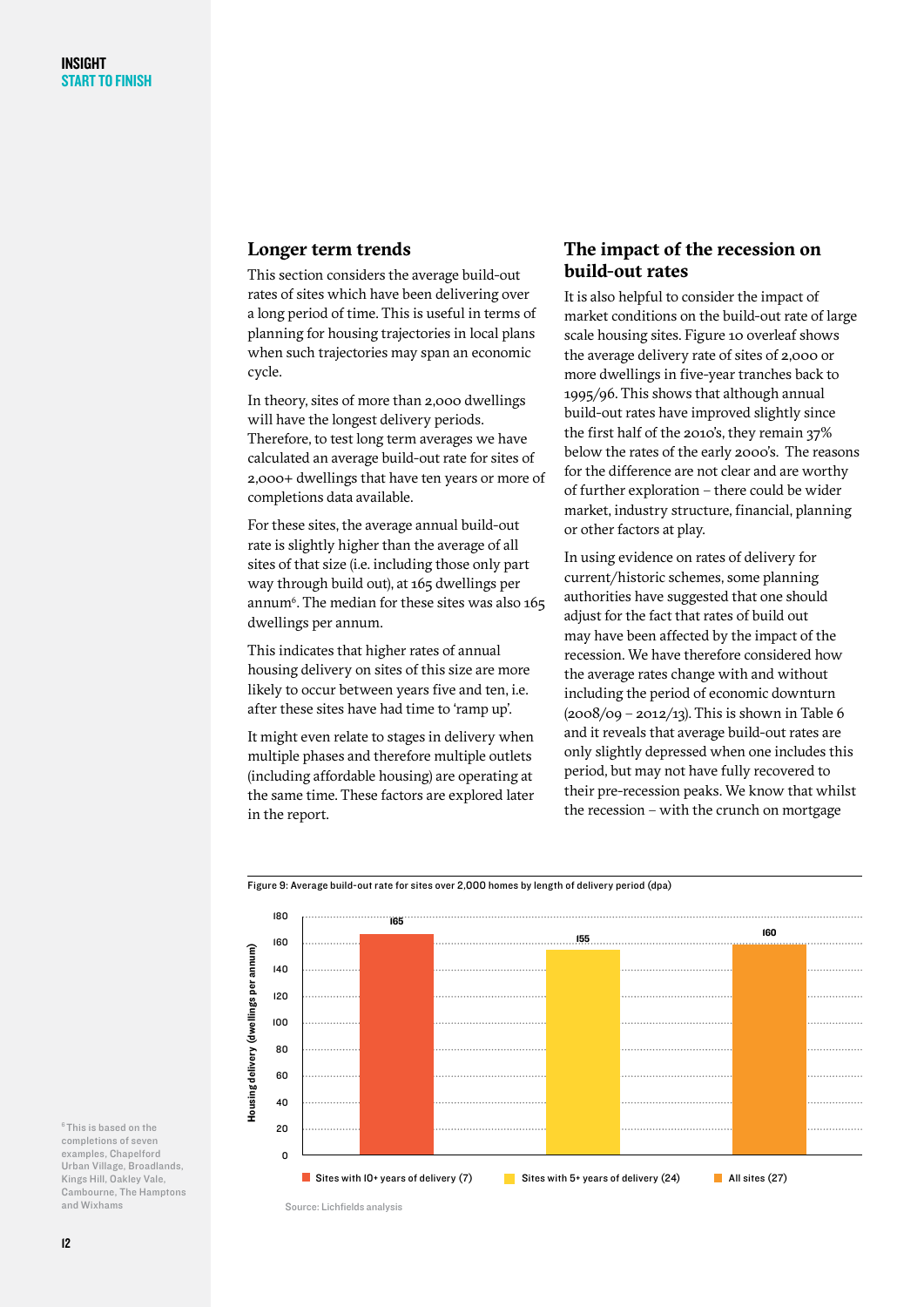## Longer term trends

This section considers the average build-out rates of sites which have been delivering over a long period of time. This is useful in terms of planning for housing trajectories in local plans when such trajectories may span an economic cycle.

In theory, sites of more than 2,000 dwellings will have the longest delivery periods. Therefore, to test long term averages we have calculated an average build-out rate for sites of 2,000+ dwellings that have ten years or more of completions data available.

For these sites, the average annual build-out rate is slightly higher than the average of all sites of that size (i.e. including those only part way through build out), at 165 dwellings per annum[6]. The median for these sites was also 165 dwellings per annum.

This indicates that higher rates of annual housing delivery on sites of this size are more likely to occur between years five and ten, i.e. after these sites have had time to 'ramp up'.

It might even relate to stages in delivery when multiple phases and therefore multiple outlets (including affordable housing) are operating at the same time. These factors are explored later in the report.

## The impact of the recession on build-out rates

It is also helpful to consider the impact of market conditions on the build-out rate of large scale housing sites. Figure 10 overleaf shows the average delivery rate of sites of 2,000 or more dwellings in five-year tranches back to 1995/96. This shows that although annual build-out rates have improved slightly since the first half of the 2010's, they remain 37% below the rates of the early 2000's. The reasons for the difference are not clear and are worthy of further exploration – there could be wider market, industry structure, financial, planning or other factors at play.

In using evidence on rates of delivery for current/historic schemes, some planning authorities have suggested that one should adjust for the fact that rates of build out may have been affected by the impact of the recession. We have therefore considered how the average rates change with and without including the period of economic downturn (2008/09 – 2012/13). This is shown in Table 6 and it reveals that average build-out rates are only slightly depressed when one includes this period, but may not have fully recovered to their pre-recession peaks. We know that whilst the recession – with the crunch on mortgage

Figure 9: Average build-out rate for sites over 2,000 homes by length of delivery period (dpa)

| | Housing delivery (dwellings per annum) |
|---|---|
| Sites with 10+ years of delivery (7) | 165 |
| Sites with 5+ years of delivery (24) | 155 |
| All sites (27) | 160 |

Source: Lichfields analysis

[6] This is based on the completions of seven examples, Chapelford Urban Village, Broadlands, Kings Hill, Oakley Vale, Cambourne, The Hamptons and Wixhams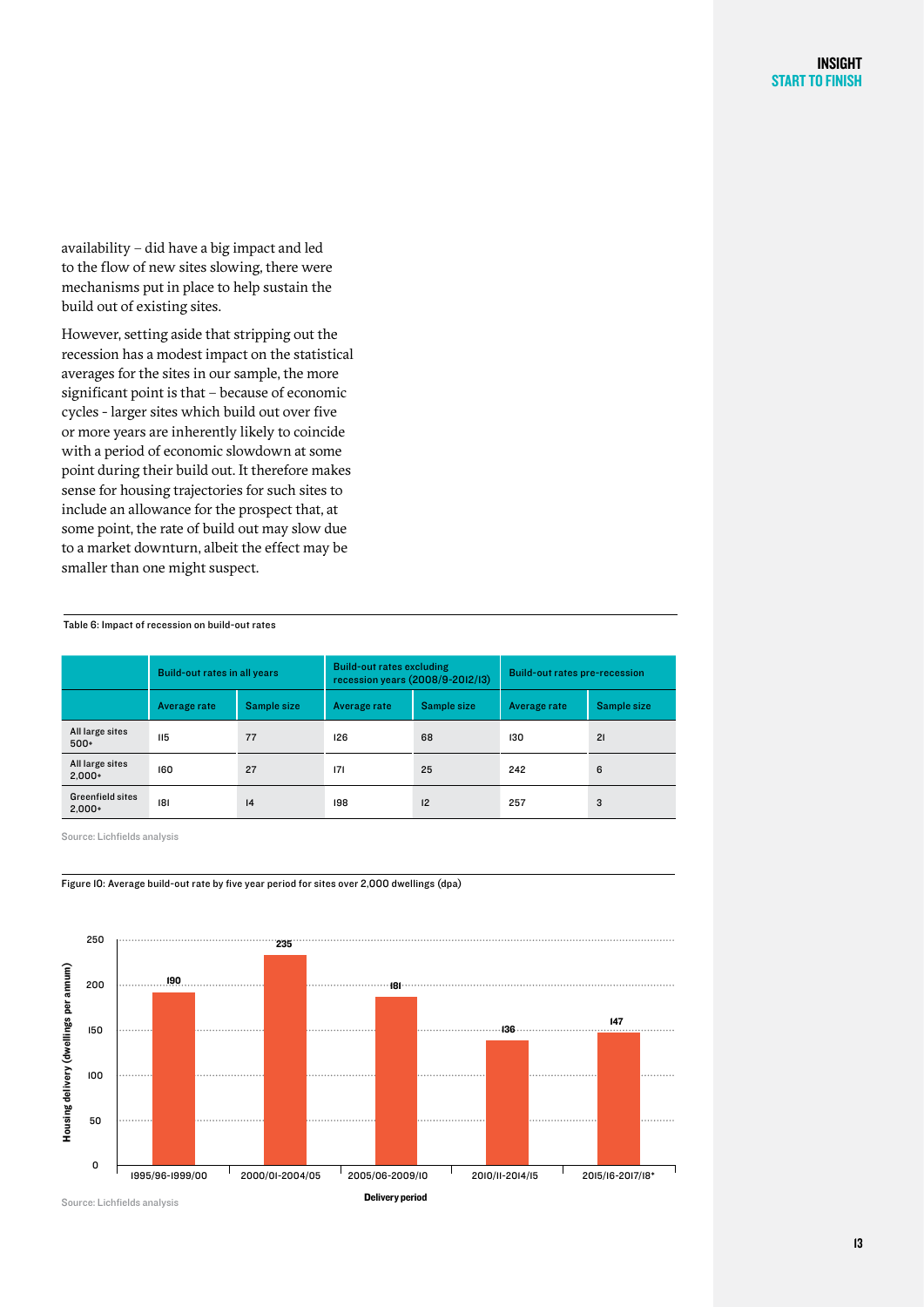availability – did have a big impact and led to the flow of new sites slowing, there were mechanisms put in place to help sustain the build out of existing sites.

However, setting aside that stripping out the recession has a modest impact on the statistical averages for the sites in our sample, the more significant point is that – because of economic cycles - larger sites which build out over five or more years are inherently likely to coincide with a period of economic slowdown at some point during their build out. It therefore makes sense for housing trajectories for such sites to include an allowance for the prospect that, at some point, the rate of build out may slow due to a market downturn, albeit the effect may be smaller than one might suspect.

Table 6: Impact of recession on build-out rates

| | Build-out rates in all years | | Build-out rates excluding recession years (2008/9-2012/13) | | Build-out rates pre-recession | |
|---|---|---|---|---|---|---|
| | Average rate | Sample size | Average rate | Sample size | Average rate | Sample size |
| All large sites 500+ | 115 | 77 | 126 | 68 | 130 | 21 |
| All large sites 2,000+ | 160 | 27 | 171 | 25 | 242 | 6 |
| Greenfield sites 2,000+ | 181 | 14 | 198 | 12 | 257 | 3 |

Source: Lichfields analysis

Figure 10: Average build-out rate by five year period for sites over 2,000 dwellings (dpa)

| Delivery period | Housing delivery (dwellings per annum) |
|---|---|
| 1995/96-1999/00 | 190 |
| 2000/01-2004/05 | 235 |
| 2005/06-2009/10 | 181 |
| 2010/11-2014/15 | 136 |
| 2015/16-2017/18* | 147 |

Source: Lichfields analysis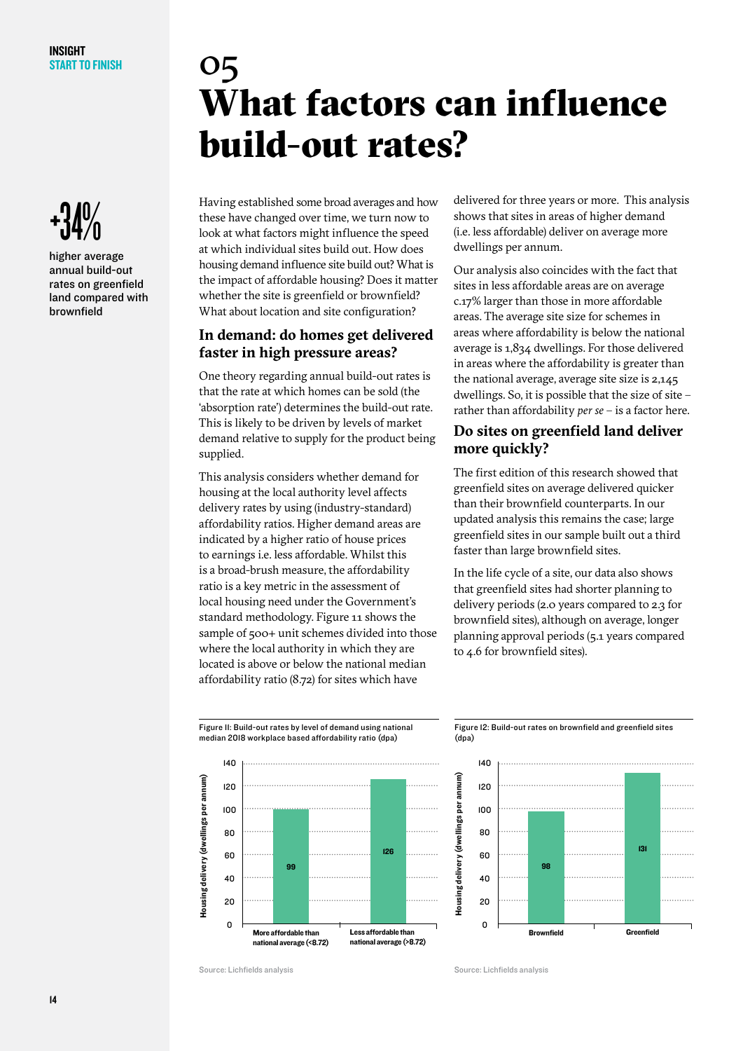# 05 What factors can influence build-out rates?

**+34%**

higher average annual build-out rates on greenfield land compared with brownfield

Having established some broad averages and how these have changed over time, we turn now to look at what factors might influence the speed at which individual sites build out. How does housing demand influence site build out? What is the impact of affordable housing? Does it matter whether the site is greenfield or brownfield? What about location and site configuration?

## In demand: do homes get delivered faster in high pressure areas?

One theory regarding annual build-out rates is that the rate at which homes can be sold (the 'absorption rate') determines the build-out rate. This is likely to be driven by levels of market demand relative to supply for the product being supplied.

This analysis considers whether demand for housing at the local authority level affects delivery rates by using (industry-standard) affordability ratios. Higher demand areas are indicated by a higher ratio of house prices to earnings i.e. less affordable. Whilst this is a broad-brush measure, the affordability ratio is a key metric in the assessment of local housing need under the Government's standard methodology. Figure 11 shows the sample of 500+ unit schemes divided into those where the local authority in which they are located is above or below the national median affordability ratio (8.72) for sites which have delivered for three years or more. This analysis shows that sites in areas of higher demand (i.e. less affordable) deliver on average more dwellings per annum.

Our analysis also coincides with the fact that sites in less affordable areas are on average c.17% larger than those in more affordable areas. The average site size for schemes in areas where affordability is below the national average is 1,834 dwellings. For those delivered in areas where the affordability is greater than the national average, average site size is 2,145 dwellings. So, it is possible that the size of site – rather than affordability *per se* – is a factor here.

## Do sites on greenfield land deliver more quickly?

The first edition of this research showed that greenfield sites on average delivered quicker than their brownfield counterparts. In our updated analysis this remains the case; large greenfield sites in our sample built out a third faster than large brownfield sites.

In the life cycle of a site, our data also shows that greenfield sites had shorter planning to delivery periods (2.0 years compared to 2.3 for brownfield sites), although on average, longer planning approval periods (5.1 years compared to 4.6 for brownfield sites).

Figure 11: Build-out rates by level of demand using national median 2018 workplace based affordability ratio (dpa)

| | Housing delivery (dwellings per annum) |
|---|---|
| More affordable than national average (<8.72) | 99 |
| Less affordable than national average (>8.72) | 126 |

Source: Lichfields analysis

Figure 12: Build-out rates on brownfield and greenfield sites (dpa)

| | Housing delivery (dwellings per annum) |
|---|---|
| Brownfield | 98 |
| Greenfield | 131 |

Source: Lichfields analysis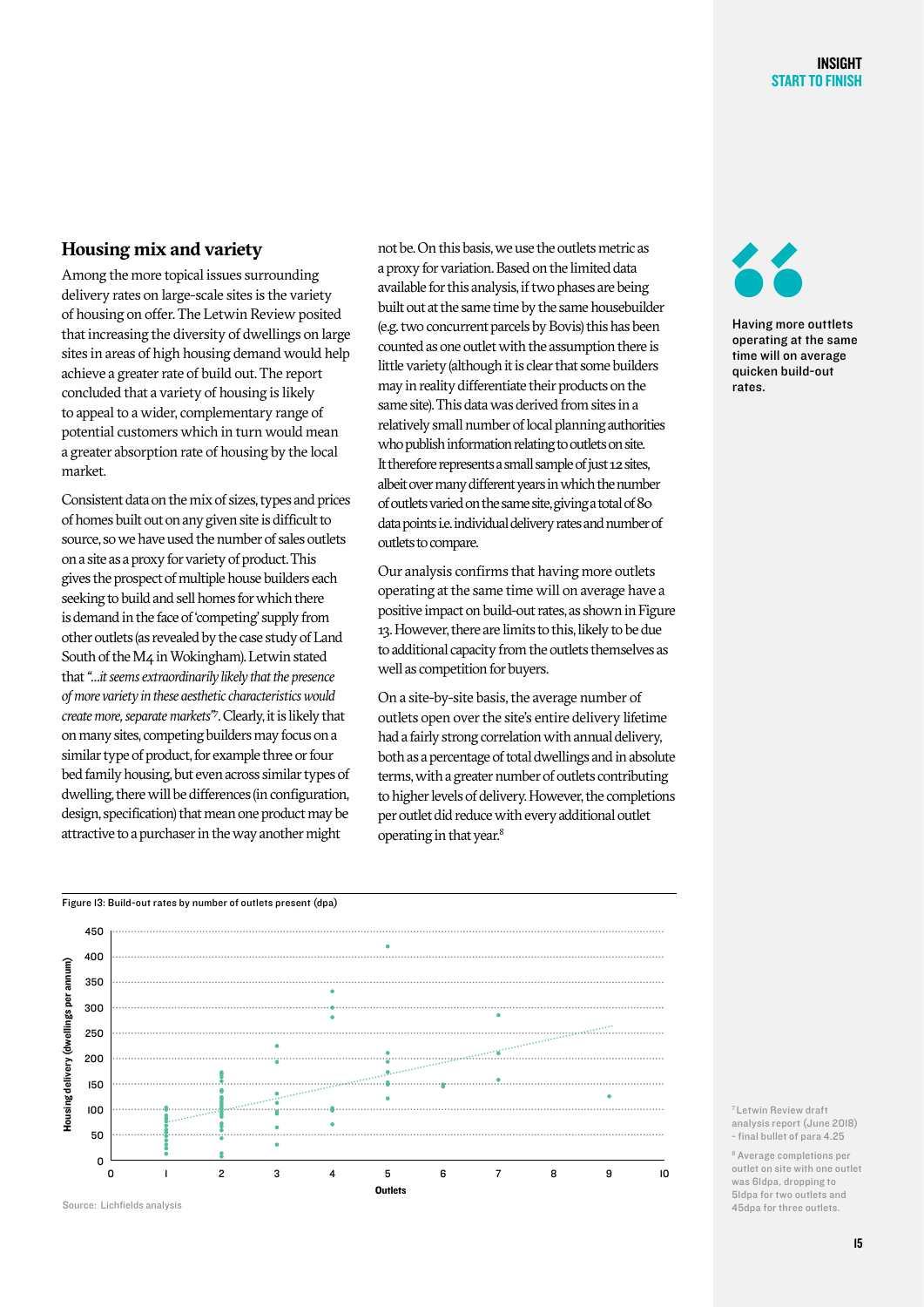## Housing mix and variety

Among the more topical issues surrounding delivery rates on large-scale sites is the variety of housing on offer. The Letwin Review posited that increasing the diversity of dwellings on large sites in areas of high housing demand would help achieve a greater rate of build out. The report concluded that a variety of housing is likely to appeal to a wider, complementary range of potential customers which in turn would mean a greater absorption rate of housing by the local market.

Consistent data on the mix of sizes, types and prices of homes built out on any given site is difficult to source, so we have used the number of sales outlets on a site as a proxy for variety of product. This gives the prospect of multiple house builders each seeking to build and sell homes for which there is demand in the face of 'competing' supply from other outlets (as revealed by the case study of Land South of the M4 in Wokingham). Letwin stated that *"...it seems extraordinarily likely that the presence of more variety in these aesthetic characteristics would create more, separate markets"*[7]. Clearly, it is likely that on many sites, competing builders may focus on a similar type of product, for example three or four bed family housing, but even across similar types of dwelling, there will be differences (in configuration, design, specification) that mean one product may be attractive to a purchaser in the way another might not be. On this basis, we use the outlets metric as a proxy for variation. Based on the limited data available for this analysis, if two phases are being built out at the same time by the same housebuilder (e.g. two concurrent parcels by Bovis) this has been counted as one outlet with the assumption there is little variety (although it is clear that some builders may in reality differentiate their products on the same site). This data was derived from sites in a relatively small number of local planning authorities who publish information relating to outlets on site. It therefore represents a small sample of just 12 sites, albeit over many different years in which the number of outlets varied on the same site, giving a total of 80 data points i.e. individual delivery rates and number of outlets to compare.

Our analysis confirms that having more outlets operating at the same time will on average have a positive impact on build-out rates, as shown in Figure 13. However, there are limits to this, likely to be due to additional capacity from the outlets themselves as well as competition for buyers.

On a site-by-site basis, the average number of outlets open over the site's entire delivery lifetime had a fairly strong correlation with annual delivery, both as a percentage of total dwellings and in absolute terms, with a greater number of outlets contributing to higher levels of delivery. However, the completions per outlet did reduce with every additional outlet operating in that year.[8]

Having more outtlets operating at the same time will on average quicken build-out rates.

Figure 13: Build-out rates by number of outlets present (dpa)

Source: Lichfields analysis

[7] Letwin Review draft analysis report (June 2018) - final bullet of para 4.25

[8] Average completions per outlet on site with one outlet was 61dpa, dropping to 51dpa for two outlets and 45dpa for three outlets.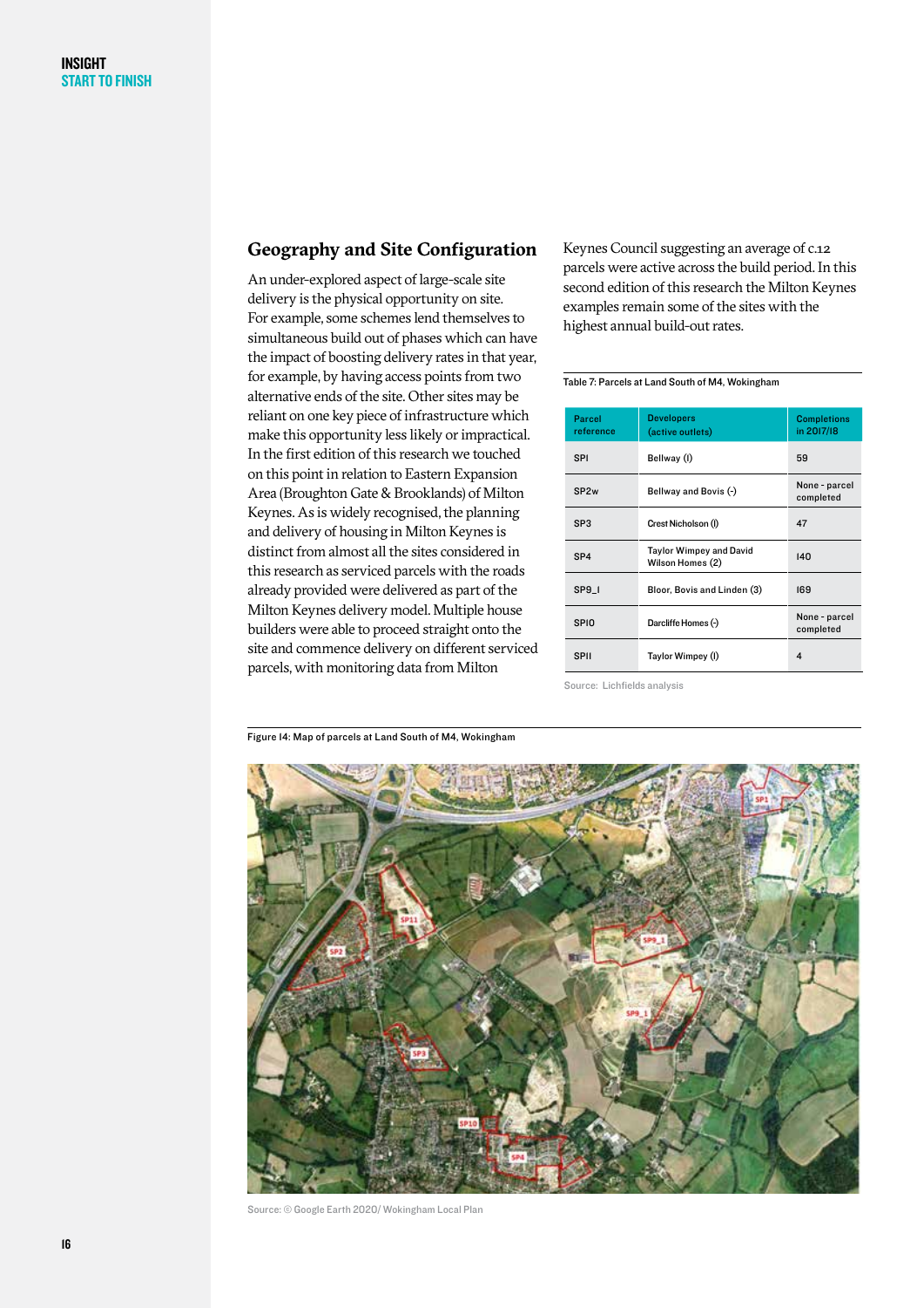## Geography and Site Configuration

An under-explored aspect of large-scale site delivery is the physical opportunity on site. For example, some schemes lend themselves to simultaneous build out of phases which can have the impact of boosting delivery rates in that year, for example, by having access points from two alternative ends of the site. Other sites may be reliant on one key piece of infrastructure which make this opportunity less likely or impractical. In the first edition of this research we touched on this point in relation to Eastern Expansion Area (Broughton Gate & Brooklands) of Milton Keynes. As is widely recognised, the planning and delivery of housing in Milton Keynes is distinct from almost all the sites considered in this research as serviced parcels with the roads already provided were delivered as part of the Milton Keynes delivery model. Multiple house builders were able to proceed straight onto the site and commence delivery on different serviced parcels, with monitoring data from Milton Keynes Council suggesting an average of c.12 parcels were active across the build period. In this second edition of this research the Milton Keynes examples remain some of the sites with the highest annual build-out rates.

Table 7: Parcels at Land South of M4, Wokingham

| Parcel reference | Developers (active outlets) | Completions in 2017/18 |
|---|---|---|
| SP1 | Bellway (1) | 59 |
| SP2w | Bellway and Bovis (-) | None - parcel completed |
| SP3 | Crest Nicholson (1) | 47 |
| SP4 | Taylor Wimpey and David Wilson Homes (2) | 140 |
| SP9_1 | Bloor, Bovis and Linden (3) | 169 |
| SP10 | Darcliffe Homes (-) | None - parcel completed |
| SP11 | Taylor Wimpey (1) | 4 |

Source: Lichfields analysis

Figure 14: Map of parcels at Land South of M4, Wokingham

Source: © Google Earth 2020/ Wokingham Local Plan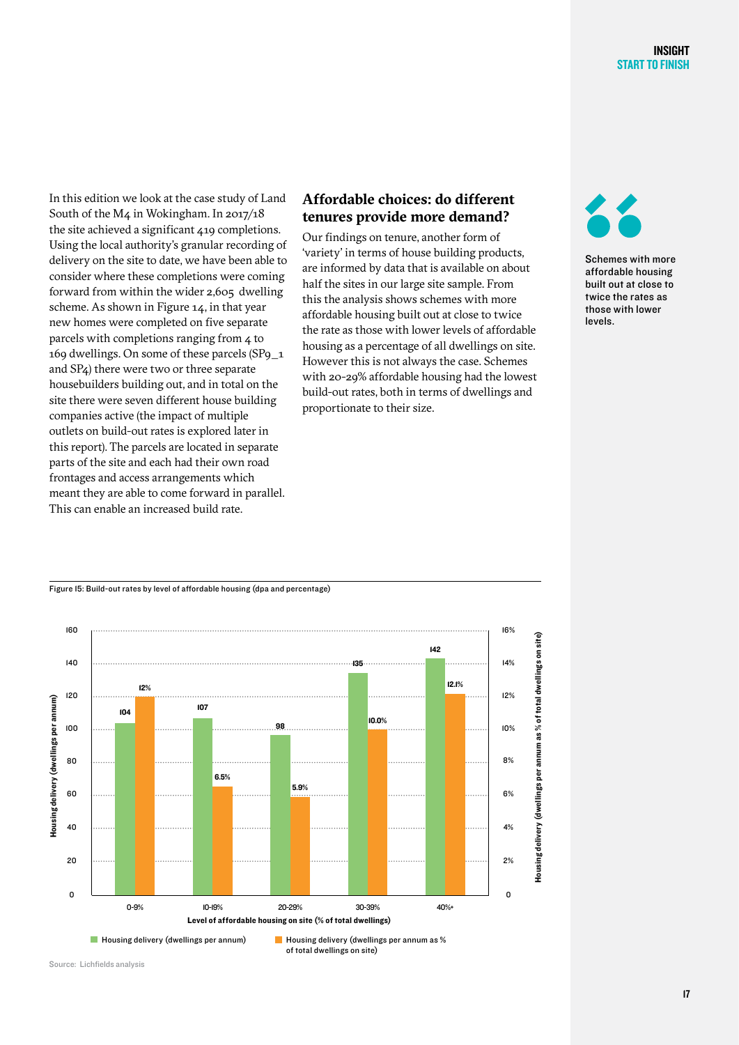In this edition we look at the case study of Land South of the M4 in Wokingham. In 2017/18 the site achieved a significant 419 completions. Using the local authority's granular recording of delivery on the site to date, we have been able to consider where these completions were coming forward from within the wider 2,605 dwelling scheme. As shown in Figure 14, in that year new homes were completed on five separate parcels with completions ranging from 4 to 169 dwellings. On some of these parcels (SP9_1 and SP4) there were two or three separate housebuilders building out, and in total on the site there were seven different house building companies active (the impact of multiple outlets on build-out rates is explored later in this report). The parcels are located in separate parts of the site and each had their own road frontages and access arrangements which meant they are able to come forward in parallel. This can enable an increased build rate.

## Affordable choices: do different tenures provide more demand?

Our findings on tenure, another form of 'variety' in terms of house building products, are informed by data that is available on about half the sites in our large site sample. From this the analysis shows schemes with more affordable housing built out at close to twice the rate as those with lower levels of affordable housing as a percentage of all dwellings on site. However this is not always the case. Schemes with 20-29% affordable housing had the lowest build-out rates, both in terms of dwellings and proportionate to their size.

**Schemes with more affordable housing built out at close to twice the rates as those with lower levels.**

Figure 15: Build-out rates by level of affordable housing (dpa and percentage)

| Level of affordable housing on site (% of total dwellings) | Housing delivery (dwellings per annum) | Housing delivery (dwellings per annum as % of total dwellings on site) |
|---|---|---|
| 0-9% | 104 | 12% |
| 10-19% | 107 | 6.5% |
| 20-29% | 98 | 5.9% |
| 30-39% | 135 | 10.0% |
| 40%+ | 142 | 12.1% |

Source: Lichfields analysis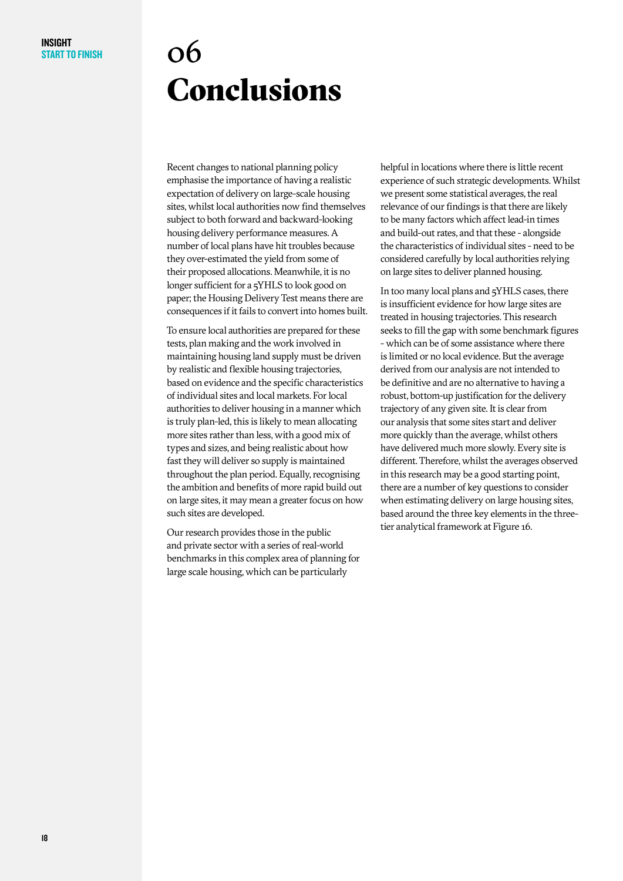# 06 Conclusions

Recent changes to national planning policy emphasise the importance of having a realistic expectation of delivery on large-scale housing sites, whilst local authorities now find themselves subject to both forward and backward-looking housing delivery performance measures. A number of local plans have hit troubles because they over-estimated the yield from some of their proposed allocations. Meanwhile, it is no longer sufficient for a 5YHLS to look good on paper; the Housing Delivery Test means there are consequences if it fails to convert into homes built.

To ensure local authorities are prepared for these tests, plan making and the work involved in maintaining housing land supply must be driven by realistic and flexible housing trajectories, based on evidence and the specific characteristics of individual sites and local markets. For local authorities to deliver housing in a manner which is truly plan-led, this is likely to mean allocating more sites rather than less, with a good mix of types and sizes, and being realistic about how fast they will deliver so supply is maintained throughout the plan period. Equally, recognising the ambition and benefits of more rapid build out on large sites, it may mean a greater focus on how such sites are developed.

Our research provides those in the public and private sector with a series of real-world benchmarks in this complex area of planning for large scale housing, which can be particularly helpful in locations where there is little recent experience of such strategic developments. Whilst we present some statistical averages, the real relevance of our findings is that there are likely to be many factors which affect lead-in times and build-out rates, and that these - alongside the characteristics of individual sites - need to be considered carefully by local authorities relying on large sites to deliver planned housing.

In too many local plans and 5YHLS cases, there is insufficient evidence for how large sites are treated in housing trajectories. This research seeks to fill the gap with some benchmark figures - which can be of some assistance where there is limited or no local evidence. But the average derived from our analysis are not intended to be definitive and are no alternative to having a robust, bottom-up justification for the delivery trajectory of any given site. It is clear from our analysis that some sites start and deliver more quickly than the average, whilst others have delivered much more slowly. Every site is different. Therefore, whilst the averages observed in this research may be a good starting point, there are a number of key questions to consider when estimating delivery on large housing sites, based around the three key elements in the three-tier analytical framework at Figure 16.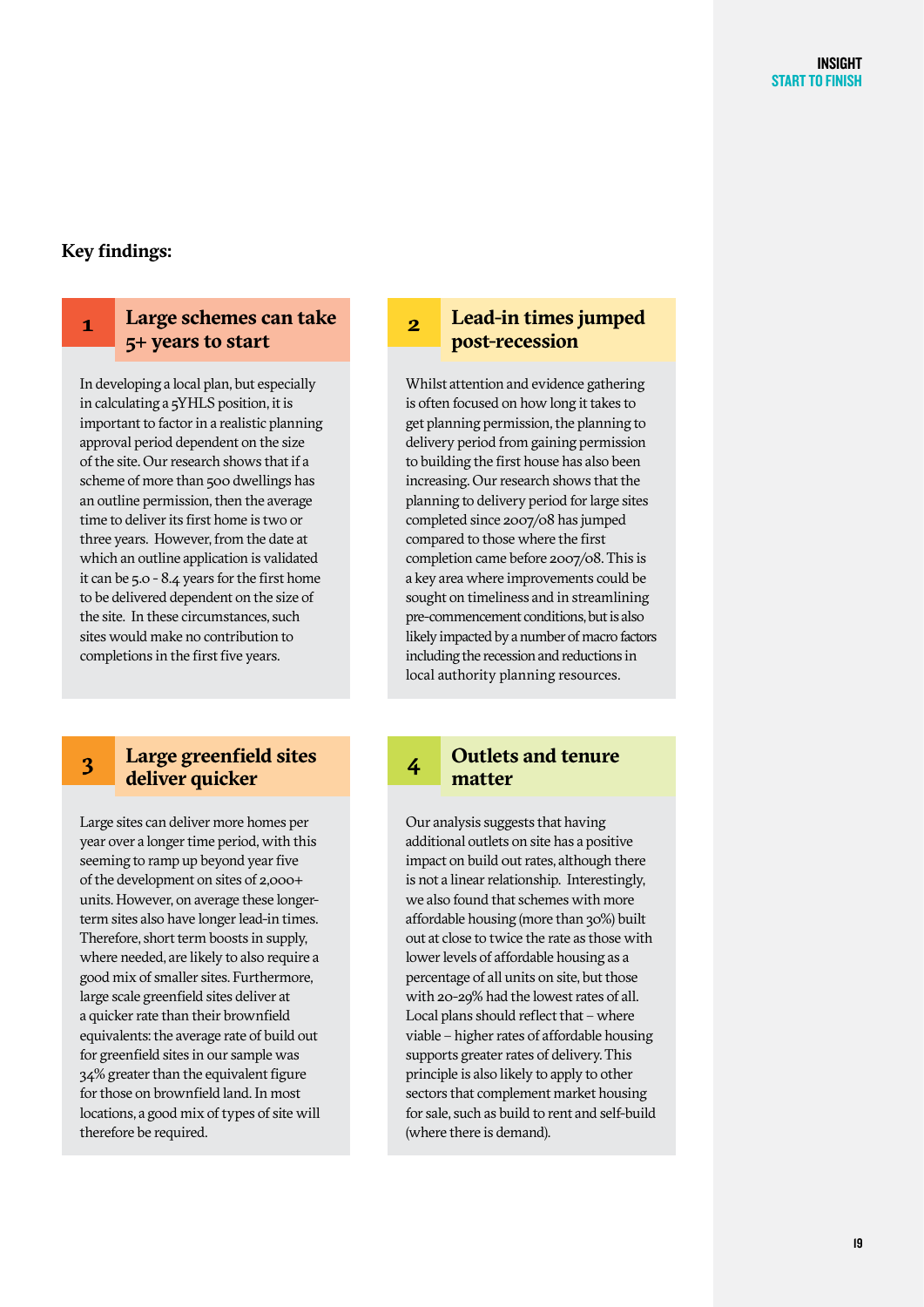## Key findings:

### 1 Large schemes can take 5+ years to start

In developing a local plan, but especially in calculating a 5YHLS position, it is important to factor in a realistic planning approval period dependent on the size of the site. Our research shows that if a scheme of more than 500 dwellings has an outline permission, then the average time to deliver its first home is two or three years. However, from the date at which an outline application is validated it can be 5.0 - 8.4 years for the first home to be delivered dependent on the size of the site. In these circumstances, such sites would make no contribution to completions in the first five years.

### 2 Lead-in times jumped post-recession

Whilst attention and evidence gathering is often focused on how long it takes to get planning permission, the planning to delivery period from gaining permission to building the first house has also been increasing. Our research shows that the planning to delivery period for large sites completed since 2007/08 has jumped compared to those where the first completion came before 2007/08. This is a key area where improvements could be sought on timeliness and in streamlining pre-commencement conditions, but is also likely impacted by a number of macro factors including the recession and reductions in local authority planning resources.

### 3 Large greenfield sites deliver quicker

Large sites can deliver more homes per year over a longer time period, with this seeming to ramp up beyond year five of the development on sites of 2,000+ units. However, on average these longer-term sites also have longer lead-in times. Therefore, short term boosts in supply, where needed, are likely to also require a good mix of smaller sites. Furthermore, large scale greenfield sites deliver at a quicker rate than their brownfield equivalents: the average rate of build out for greenfield sites in our sample was 34% greater than the equivalent figure for those on brownfield land. In most locations, a good mix of types of site will therefore be required.

### 4 Outlets and tenure matter

Our analysis suggests that having additional outlets on site has a positive impact on build out rates, although there is not a linear relationship. Interestingly, we also found that schemes with more affordable housing (more than 30%) built out at close to twice the rate as those with lower levels of affordable housing as a percentage of all units on site, but those with 20-29% had the lowest rates of all. Local plans should reflect that – where viable – higher rates of affordable housing supports greater rates of delivery. This principle is also likely to apply to other sectors that complement market housing for sale, such as build to rent and self-build (where there is demand).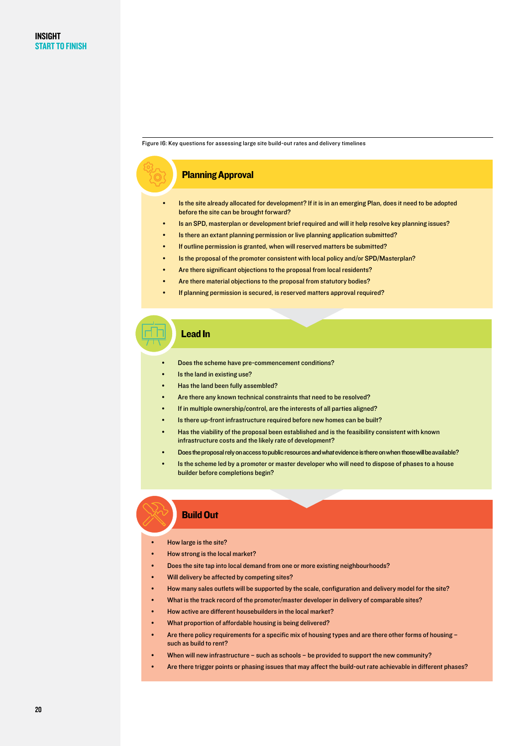Figure 16: Key questions for assessing large site build-out rates and delivery timelines

## Planning Approval

- Is the site already allocated for development? If it is in an emerging Plan, does it need to be adopted before the site can be brought forward?
- Is an SPD, masterplan or development brief required and will it help resolve key planning issues?
- Is there an extant planning permission or live planning application submitted?
- If outline permission is granted, when will reserved matters be submitted?
- Is the proposal of the promoter consistent with local policy and/or SPD/Masterplan?
- Are there significant objections to the proposal from local residents?
- Are there material objections to the proposal from statutory bodies?
- If planning permission is secured, is reserved matters approval required?

## Lead In

- Does the scheme have pre-commencement conditions?
- Is the land in existing use?
- Has the land been fully assembled?
- Are there any known technical constraints that need to be resolved?
- If in multiple ownership/control, are the interests of all parties aligned?
- Is there up-front infrastructure required before new homes can be built?
- Has the viability of the proposal been established and is the feasibility consistent with known infrastructure costs and the likely rate of development?
- Does the proposal rely on access to public resources and what evidence is there on when those will be available?
- Is the scheme led by a promoter or master developer who will need to dispose of phases to a house builder before completions begin?

## Build Out

- How large is the site?
- How strong is the local market?
- Does the site tap into local demand from one or more existing neighbourhoods?
- Will delivery be affected by competing sites?
- How many sales outlets will be supported by the scale, configuration and delivery model for the site?
- What is the track record of the promoter/master developer in delivery of comparable sites?
- How active are different housebuilders in the local market?
- What proportion of affordable housing is being delivered?
- Are there policy requirements for a specific mix of housing types and are there other forms of housing – such as build to rent?
- When will new infrastructure – such as schools – be provided to support the new community?
- Are there trigger points or phasing issues that may affect the build-out rate achievable in different phases?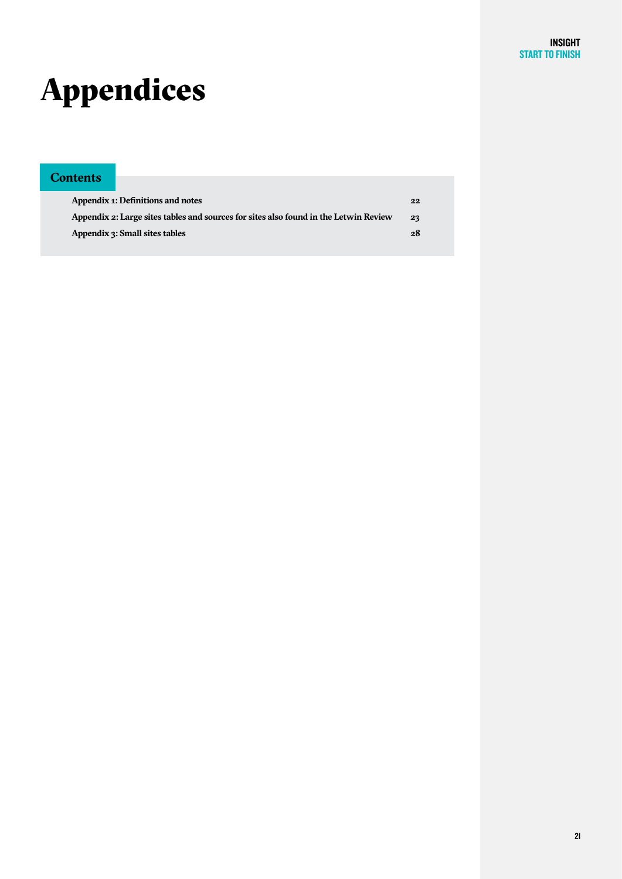# Appendices

## Contents

| | |
|---|---|
| **Appendix 1: Definitions and notes** | **22** |
| **Appendix 2: Large sites tables and sources for sites also found in the Letwin Review** | **23** |
| **Appendix 3: Small sites tables** | **28** |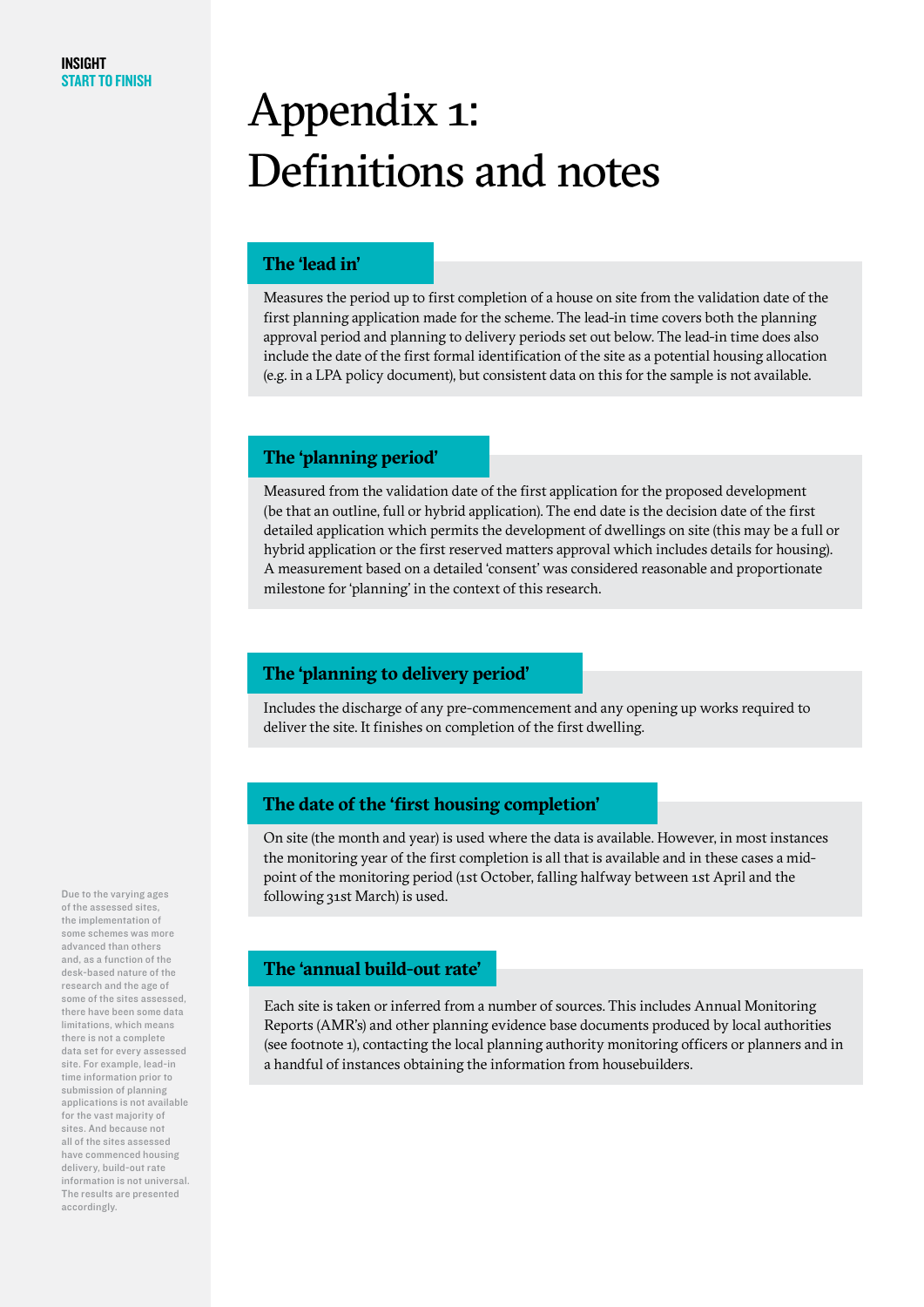# Appendix 1: Definitions and notes

## The 'lead in'

Measures the period up to first completion of a house on site from the validation date of the first planning application made for the scheme. The lead-in time covers both the planning approval period and planning to delivery periods set out below. The lead-in time does also include the date of the first formal identification of the site as a potential housing allocation (e.g. in a LPA policy document), but consistent data on this for the sample is not available.

## The 'planning period'

Measured from the validation date of the first application for the proposed development (be that an outline, full or hybrid application). The end date is the decision date of the first detailed application which permits the development of dwellings on site (this may be a full or hybrid application or the first reserved matters approval which includes details for housing). A measurement based on a detailed 'consent' was considered reasonable and proportionate milestone for 'planning' in the context of this research.

## The 'planning to delivery period'

Includes the discharge of any pre-commencement and any opening up works required to deliver the site. It finishes on completion of the first dwelling.

## The date of the 'first housing completion'

On site (the month and year) is used where the data is available. However, in most instances the monitoring year of the first completion is all that is available and in these cases a mid-point of the monitoring period (1st October, falling halfway between 1st April and the following 31st March) is used.

## The 'annual build-out rate'

Each site is taken or inferred from a number of sources. This includes Annual Monitoring Reports (AMR's) and other planning evidence base documents produced by local authorities (see footnote 1), contacting the local planning authority monitoring officers or planners and in a handful of instances obtaining the information from housebuilders.

Due to the varying ages of the assessed sites, the implementation of some schemes was more advanced than others and, as a function of the desk-based nature of the research and the age of some of the sites assessed, there have been some data limitations, which means there is not a complete data set for every assessed site. For example, lead-in time information prior to submission of planning applications is not available for the vast majority of sites. And because not all of the sites assessed have commenced housing delivery, build-out rate information is not universal. The results are presented accordingly.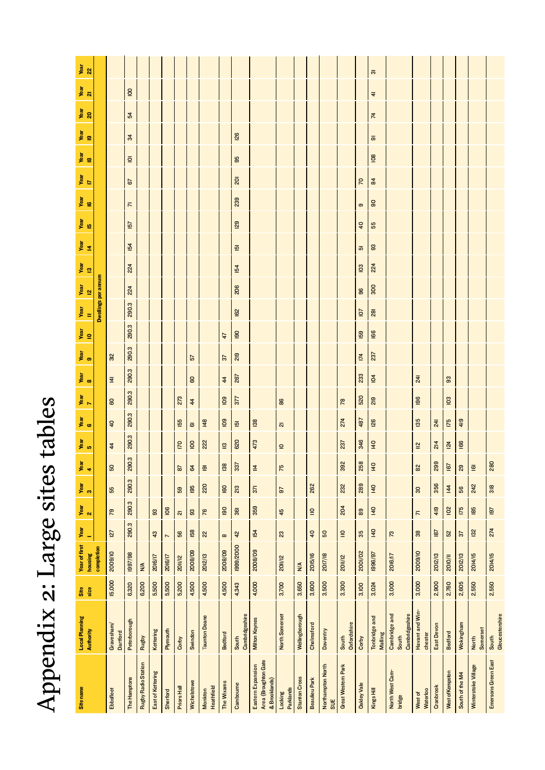# Appendix 2: Large sites tables

| Site name | Local Planning Authority | Site size | Year of first housing completion | Year 1 | Year 2 | Year 3 | Year 4 | Year 5 | Year 6 | Year 7 | Year 8 | Year 9 | Year 10 | Year 11 | Year 12 | Year 13 | Year 14 | Year 15 | Year 16 | Year 17 | Year 18 | Year 19 | Year 20 | Year 21 | Year 22 |
|---|---|---|---|---|---|---|---|---|---|---|---|---|---|---|---|---|---|---|---|---|---|---|---|---|---|
| | | | | Dwellings per annum | | | | | | | | | | | | | | | | | | | | | |
| Ebbsfleet | Gravesham/ Dartford | 15,000 | 2009/10 | 127 | 79 | 55 | 50 | 44 | 40 | 60 | 141 | 312 | | | | | | | | | | | | | |
| The Hamptons | Peterborough | 6,320 | 1997/98 | 290.3 | 290.3 | 290.3 | 290.3 | 290.3 | 290.3 | 290.3 | 290.3 | 290.3 | 290.3 | 290.3 | 224 | 224 | 154 | 157 | 71 | 67 | 101 | 34 | 54 | 100 | |
| Rugby Radio Station | Rugby | 6,200 | N/A | | | | | | | | | | | | | | | | | | | | | | |
| East of Kettering | Kettering | 5,500 | 2016/17 | 43 | 93 | | | | | | | | | | | | | | | | | | | | |
| Sherford | Plymouth | 5,500 | 2016/17 | 7 | 106 | | | | | | | | | | | | | | | | | | | | |
| Priors Hall | Corby | 5,200 | 2011/12 | 56 | 21 | 59 | 87 | 170 | 155 | 273 | | | | | | | | | | | | | | | |
| Wichelstowe | Swindon | 4,500 | 2008/09 | 158 | 93 | 195 | 64 | 100 | 61 | 44 | 60 | 57 | | | | | | | | | | | | | |
| Monkton Heathfield | Taunton Deane | 4,500 | 2012/13 | 22 | 76 | 220 | 191 | 222 | 148 | | | | | | | | | | | | | | | | |
| The Wixams | Bedford | 4,500 | 2008/09 | 8 | 190 | 160 | 138 | 113 | 109 | 109 | 44 | 37 | 47 | | | | | | | | | | | | |
| Cambourne | South Cambridgeshire | 4,343 | 1999/2000 | 42 | 361 | 213 | 337 | 620 | 151 | 377 | 267 | 219 | 190 | 162 | 206 | 154 | 151 | 129 | 239 | 201 | 95 | 126 | | | |
| Eastern Expansion Area (Broughton Gate & Brooklands) | Milton Keynes | 4,000 | 2008/09 | 154 | 359 | 371 | 114 | 473 | 138 | | | | | | | | | | | | | | | | |
| Locking Parklands | North Somerset | 3,700 | 2011/12 | 23 | 45 | 97 | 75 | 10 | 21 | 86 | | | | | | | | | | | | | | | |
| Stanton Cross | Wellingborough | 3,650 | N/A | | | | | | | | | | | | | | | | | | | | | | |
| Beaulieu Park | Chelmsford | 3,600 | 2015/16 | 40 | 110 | 262 | | | | | | | | | | | | | | | | | | | |
| Northampton North SUE | Daventry | 3,500 | 2017/18 | 50 | | | | | | | | | | | | | | | | | | | | | |
| Great Western Park | South Oxfordshire | 3,300 | 2011/12 | 110 | 204 | 232 | 392 | 237 | 274 | 78 | | | | | | | | | | | | | | | |
| Oakley Vale | Corby | 3,100 | 2001/02 | 35 | 89 | 289 | 258 | 346 | 487 | 520 | 233 | 174 | 159 | 107 | 96 | 103 | 51 | 40 | 9 | 70 | | | | | |
| Kings Hill | Tonbridge and Malling | 3,024 | 1996/97 | 140 | 140 | 140 | 140 | 140 | 126 | 219 | 104 | 237 | 166 | 281 | 300 | 224 | 93 | 55 | 90 | 84 | 108 | 91 | 74 | 41 | 31 |
| North West Cambridge | Cambridge and South Cambridgeshire | 3,000 | 2016/17 | 73 | | | | | | | | | | | | | | | | | | | | | |
| West of Waterloo | Havant and Winchester | 3,000 | 2009/10 | 38 | 71 | 30 | 82 | 112 | 135 | 196 | 241 | | | | | | | | | | | | | | |
| Cranbrook | East Devon | 2,900 | 2012/13 | 187 | 419 | 356 | 299 | 214 | 241 | | | | | | | | | | | | | | | | |
| West of Kempston | Bedford | 2,760 | 2010/11 | 52 | 102 | 144 | 167 | 124 | 175 | 103 | 93 | | | | | | | | | | | | | | |
| South of the M4 | Wokingham | 2,605 | 2012/13 | 37 | 175 | 56 | 29 | 166 | 419 | | | | | | | | | | | | | | | | |
| Winterstoke Village | North Somerset | 2,550 | 2014/15 | 132 | 185 | 242 | 161 | | | | | | | | | | | | | | | | | | |
| Emersons Green East | South Gloucestershire | 2,550 | 2014/15 | 274 | 197 | 318 | 280 | | | | | | | | | | | | | | | | | | |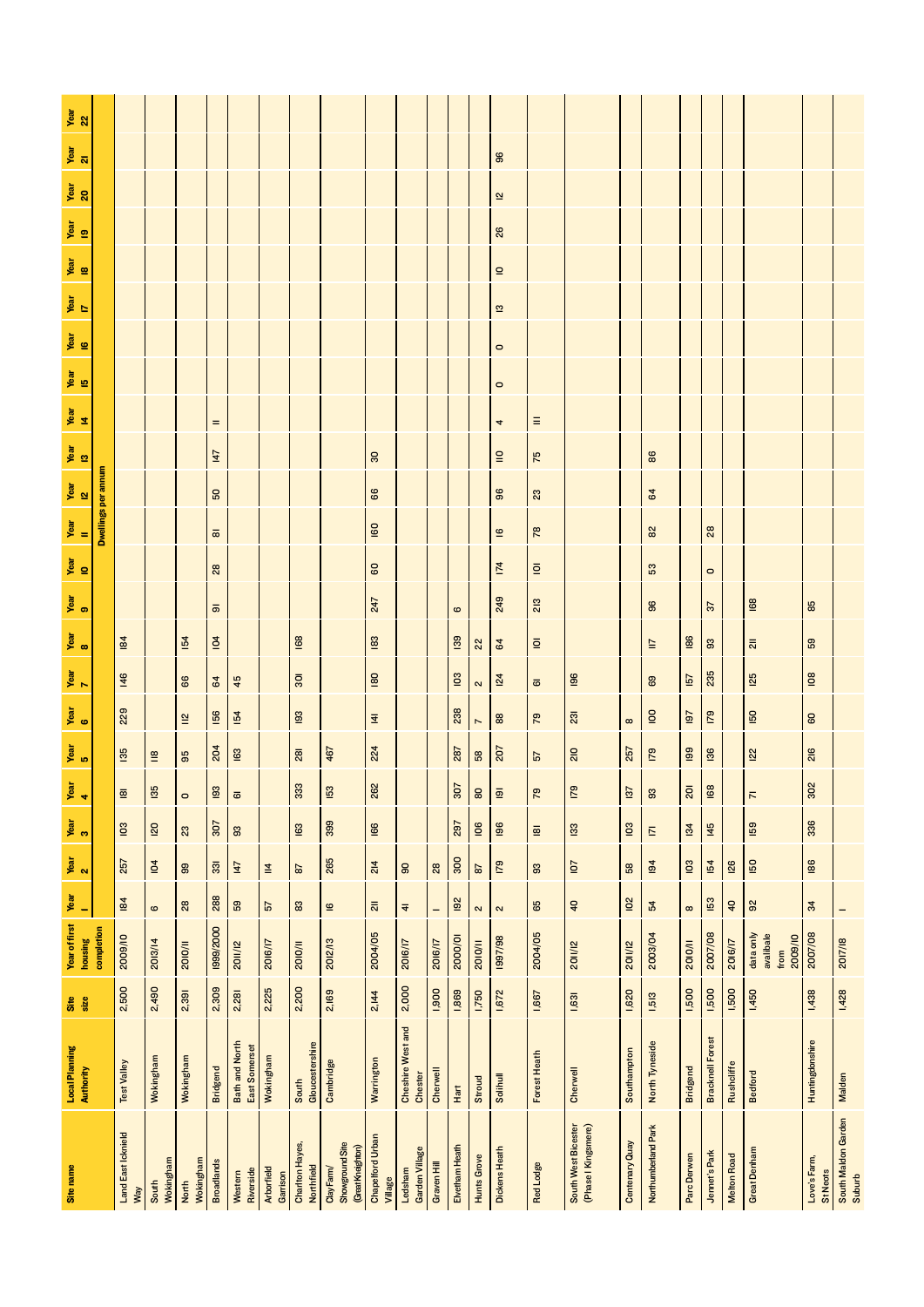| Site name | Local Planning Authority | Site size | Year of first housing completion | Year 1 | Year 2 | Year 3 | Year 4 | Year 5 | Year 6 | Year 7 | Year 8 | Year 9 | Year 10 | Year 11 | Year 12 | Year 13 | Year 14 | Year 15 | Year 16 | Year 17 | Year 18 | Year 19 | Year 20 | Year 21 | Year 22 |
|---|---|---|---|---|---|---|---|---|---|---|---|---|---|---|---|---|---|---|---|---|---|---|---|---|---|
| | | | | Dwellings per annum | | | | | | | | | | | | | | | | | | | | | |
| Land East Icknield Way | Test Valley | 2,500 | 2009/10 | 184 | 257 | 103 | 181 | 135 | 229 | 146 | 184 | | | | | | | | | | | | | | |
| South Wokingham | Wokingham | 2,490 | 2013/14 | 6 | 104 | 120 | 135 | 118 | | | | | | | | | | | | | | | | | |
| North Wokingham | Wokingham | 2,391 | 2010/11 | 28 | 99 | 23 | 0 | 95 | 112 | 66 | 154 | | | | | | | | | | | | | | |
| Broadlands | Bridgend | 2,309 | 1999/2000 | 288 | 331 | 307 | 193 | 204 | 156 | 64 | 104 | 91 | 28 | 81 | 50 | 147 | 11 | | | | | | | | |
| Western Riverside | Bath and North East Somerset | 2,281 | 2011/12 | 59 | 147 | 93 | 61 | 163 | 154 | 45 | | | | | | | | | | | | | | | |
| Arborfield Garrison | Wokingham | 2,225 | 2016/17 | 57 | 114 | | | | | | | | | | | | | | | | | | | | |
| Charlton Hayes, Northfield | South Gloucestershire | 2,200 | 2010/11 | 83 | 87 | 163 | 333 | 281 | 193 | 301 | 168 | | | | | | | | | | | | | | |
| Clay Farm/ Showground Site (Great Kneighton) | Cambridge | 2,169 | 2012/13 | 16 | 265 | 399 | 153 | 467 | | | | | | | | | | | | | | | | | |
| Chapelford Urban Village | Warrington | 2,144 | 2004/05 | 211 | 214 | 166 | 262 | 224 | 141 | 180 | 183 | 247 | 60 | 160 | 66 | 30 | | | | | | | | | |
| Ledsham Garden Village | Cheshire West and Chester | 2,000 | 2016/17 | 41 | 90 | | | | | | | | | | | | | | | | | | | | |
| Graven Hill | Cherwell | 1,900 | 2016/17 | 1 | 28 | | | | | | | | | | | | | | | | | | | | |
| Elvetham Heath | Hart | 1,869 | 2000/01 | 192 | 300 | 297 | 307 | 287 | 238 | 103 | 139 | 6 | | | | | | | | | | | | | |
| Hunts Grove | Stroud | 1,750 | 2010/11 | 2 | 87 | 106 | 80 | 58 | 7 | 2 | 22 | | | | | | | | | | | | | | |
| Dickens Heath | Solihull | 1,672 | 1997/98 | 2 | 179 | 196 | 191 | 207 | 88 | 124 | 64 | 249 | 174 | 16 | 96 | 110 | 4 | 0 | 0 | 13 | 10 | 26 | 12 | 96 | |
| Red Lodge | Forest Heath | 1,667 | 2004/05 | 65 | 93 | 181 | 79 | 57 | 79 | 61 | 101 | 213 | 101 | 78 | 23 | 75 | 11 | | | | | | | | |
| South West Bicester (Phase 1 Kingsmere) | Cherwell | 1,631 | 2011/12 | 40 | 107 | 133 | 179 | 210 | 231 | 196 | | | | | | | | | | | | | | | |
| Centenary Quay | Southampton | 1,620 | 2011/12 | 102 | 58 | 103 | 137 | 257 | 8 | | | | | | | | | | | | | | | | |
| Northumberland Park | North Tyneside | 1,513 | 2003/04 | 54 | 194 | 171 | 93 | 179 | 100 | 69 | 117 | 96 | 53 | 82 | 64 | 86 | | | | | | | | | |
| Parc Derwen | Bridgend | 1,500 | 2010/11 | 8 | 103 | 134 | 201 | 199 | 197 | 157 | 186 | | | | | | | | | | | | | | |
| Jennett's Park | Bracknell Forest | 1,500 | 2007/08 | 153 | 154 | 145 | 168 | 136 | 179 | 235 | 93 | 37 | 0 | 28 | | | | | | | | | | | |
| Melton Road | Rushcliffe | 1,500 | 2016/17 | 40 | 126 | | | | | | | | | | | | | | | | | | | | |
| Great Denham | Bedford | 1,450 | data only availbale from 2009/10 | 92 | 150 | 159 | 71 | 122 | 150 | 125 | 211 | 168 | | | | | | | | | | | | | |
| Love's Farm, St Neots | Huntingdonshire | 1,438 | 2007/08 | 34 | 186 | 336 | 302 | 216 | 60 | 108 | 59 | 85 | | | | | | | | | | | | | |
| South Maldon Garden Suburb | Maldon | 1,428 | 2017/18 | 1 | | | | | | | | | | | | | | | | | | | | | |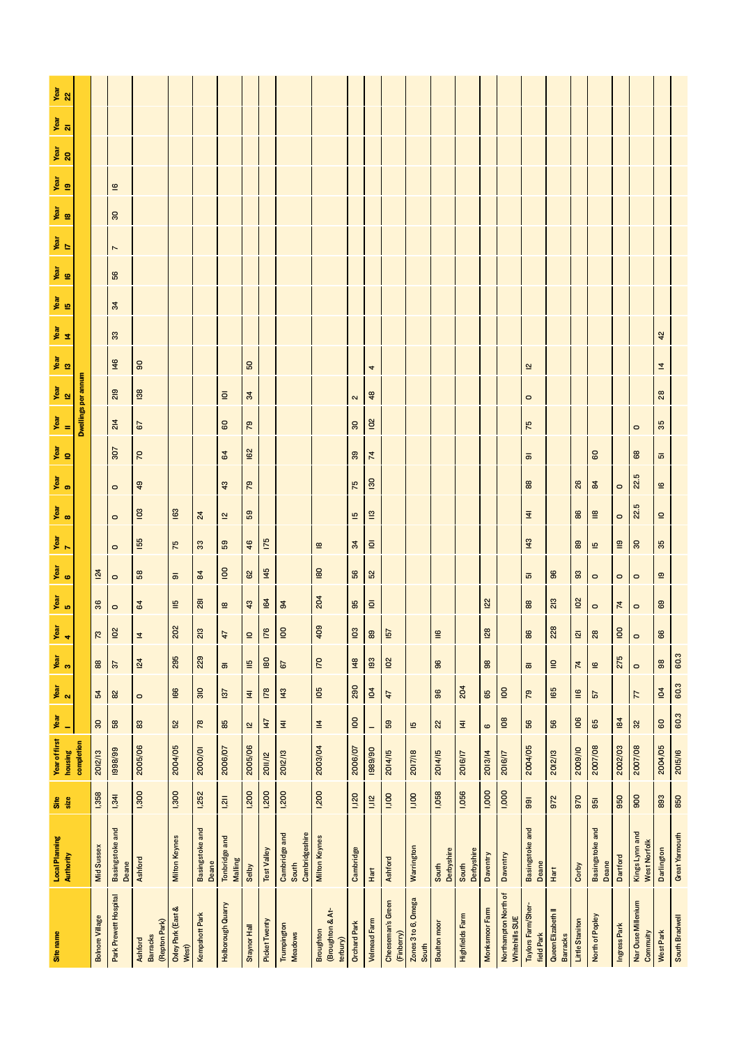| Site name | Local Planning Authority | Site size | Year of first housing completion | Year 1 | Year 2 | Year 3 | Year 4 | Year 5 | Year 6 | Year 7 | Year 8 | Year 9 | Year 10 | Year 11 | Year 12 | Year 13 | Year 14 | Year 15 | Year 16 | Year 17 | Year 18 | Year 19 | Year 20 | Year 21 | Year 22 |
|---|---|---|---|---|---|---|---|---|---|---|---|---|---|---|---|---|---|---|---|---|---|---|---|---|---|
| | | | | Dwellings per annum | | | | | | | | | | | | | | | | | | | | | |
| Bolnore Village | Mid Sussex | 1,358 | 2012/13 | 30 | 54 | 88 | 73 | 36 | 124 | | | | | | | | | | | | | | | | |
| Park Prewett Hospital | Basingstoke and Deane | 1,341 | 1998/99 | 58 | 82 | 37 | 102 | 0 | 0 | 0 | 0 | 0 | 307 | 214 | 219 | 146 | 33 | 34 | 56 | 7 | 30 | 16 | | | |
| Ashford Barracks (Repton Park) | Ashford | 1,300 | 2005/06 | 83 | 0 | 124 | 14 | 64 | 58 | 155 | 103 | 49 | 70 | 67 | 138 | 90 | | | | | | | | | |
| Oxley Park (East & West) | Milton Keynes | 1,300 | 2004/05 | 52 | 166 | 295 | 202 | 115 | 91 | 75 | 163 | | | | | | | | | | | | | | |
| Kempshott Park | Basingstoke and Deane | 1,252 | 2000/01 | 78 | 310 | 229 | 213 | 281 | 84 | 33 | 24 | | | | | | | | | | | | | | |
| Holborough Quarry | Tonbridge and Malling | 1,211 | 2006/07 | 85 | 137 | 91 | 47 | 18 | 100 | 59 | 12 | 43 | 64 | 60 | 101 | | | | | | | | | | |
| Staynor Hall | Selby | 1,200 | 2005/06 | 12 | 141 | 115 | 10 | 43 | 62 | 46 | 59 | 79 | 162 | 79 | 34 | 50 | | | | | | | | | |
| Picket Twenty | Test Valley | 1,200 | 2011/12 | 147 | 178 | 180 | 176 | 164 | 145 | 175 | | | | | | | | | | | | | | | |
| Trumpington Meadows | Cambridge and South Cambridgeshire | 1,200 | 2012/13 | 141 | 143 | 67 | 100 | 94 | | | | | | | | | | | | | | | | | |
| Broughton (Broughton & Atterbury) | Milton Keynes | 1,200 | 2003/04 | 114 | 105 | 170 | 409 | 204 | 180 | 18 | | | | | | | | | | | | | | | |
| Orchard Park | Cambridge | 1,120 | 2006/07 | 100 | 290 | 148 | 103 | 95 | 56 | 34 | 15 | 75 | 39 | 30 | 2 | | | | | | | | | | |
| Velmead Farm | Hart | 1,112 | 1989/90 | 1 | 104 | 193 | 89 | 101 | 52 | 101 | 113 | 130 | 74 | 102 | 48 | 4 | | | | | | | | | |
| Cheeseman's Green (Finberry) | Ashford | 1,100 | 2014/15 | 59 | 47 | 102 | 157 | | | | | | | | | | | | | | | | | | |
| Zones 3 to 6, Omega South | Warrington | 1,100 | 2017/18 | 15 | | | | | | | | | | | | | | | | | | | | | |
| Boulton moor | South Derbyshire | 1,058 | 2014/15 | 22 | 96 | 96 | 116 | | | | | | | | | | | | | | | | | | |
| Highfields Farm | South Derbyshire | 1,056 | 2016/17 | 141 | 204 | | | | | | | | | | | | | | | | | | | | |
| Monksmoor Farm | Daventry | 1,000 | 2013/14 | 6 | 65 | 98 | 128 | 122 | | | | | | | | | | | | | | | | | |
| Northampton North of Whitehills SUE | Daventry | 1,000 | 2016/17 | 108 | 100 | | | | | | | | | | | | | | | | | | | | |
| Taylors Farm/Sherfield Park | Basingstoke and Deane | 991 | 2004/05 | 56 | 79 | 81 | 86 | 88 | 51 | 143 | 141 | 88 | 91 | 75 | 0 | 12 | | | | | | | | | |
| Queen Elizabeth II Barracks | Hart | 972 | 2012/13 | 56 | 165 | 110 | 228 | 213 | 96 | | | | | | | | | | | | | | | | |
| Little Stanton | Corby | 970 | 2009/10 | 106 | 116 | 74 | 121 | 102 | 93 | 89 | 86 | 26 | | | | | | | | | | | | | |
| North of Popley | Basingstoke and Deane | 951 | 2007/08 | 65 | 57 | 16 | 28 | 0 | 0 | 15 | 118 | 84 | 60 | | | | | | | | | | | | |
| Ingress Park | Dartford | 950 | 2002/03 | 184 | | 275 | 100 | 74 | 0 | 119 | 0 | 0 | | | | | | | | | | | | | |
| Nar Ouse Millenium Community | Kings Lynn and West Norfolk | 900 | 2007/08 | 32 | 77 | 0 | 0 | 0 | 0 | 30 | 22.5 | 22.5 | 68 | 0 | | | | | | | | | | | |
| West Park | Darlington | 893 | 2004/05 | 60 | 104 | 98 | 66 | 69 | 19 | 35 | 10 | 16 | 51 | 35 | 28 | 14 | 42 | | | | | | | | |
| South Bradwell | Great Yarmouth | 850 | 2015/16 | 60.3 | 60.3 | 60.3 | | | | | | | | | | | | | | | | | | | |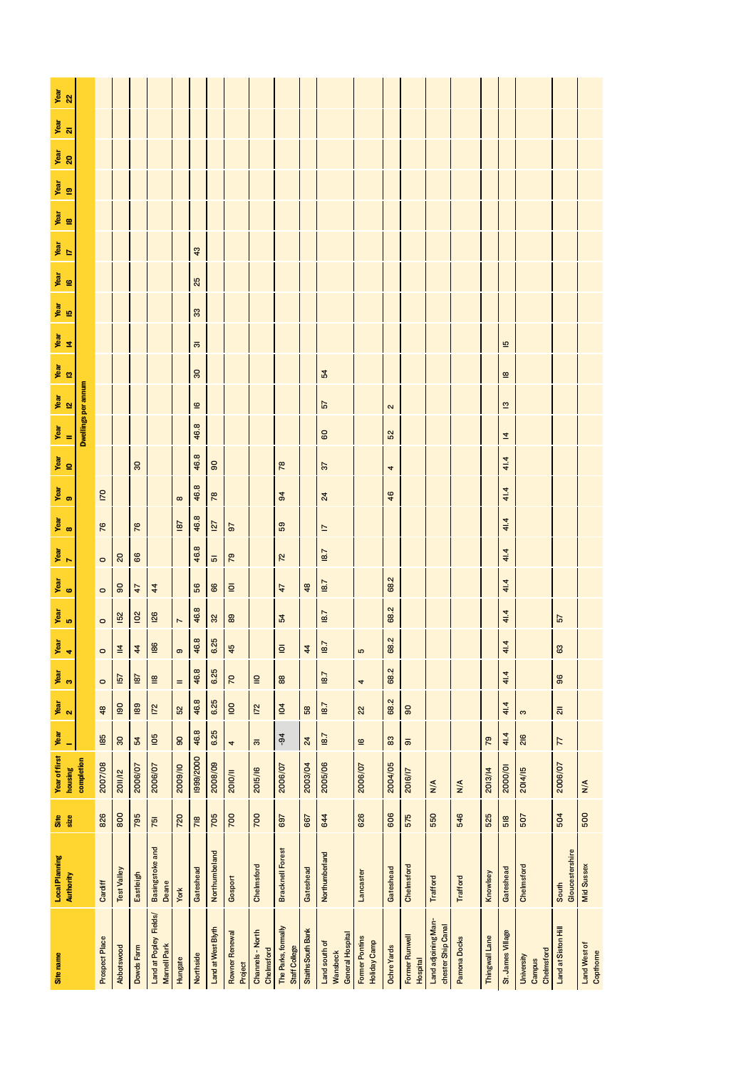| Site name | Local Planning Authority | Site size | Year of first housing completion | Year 1 | Year 2 | Year 3 | Year 4 | Year 5 | Year 6 | Year 7 | Year 8 | Year 9 | Year 10 | Year 11 | Year 12 | Year 13 | Year 14 | Year 15 | Year 16 | Year 17 | Year 18 | Year 19 | Year 20 | Year 21 | Year 22 |
|---|---|---|---|---|---|---|---|---|---|---|---|---|---|---|---|---|---|---|---|---|---|---|---|---|---|
| | | | | Dwellings per annum | | | | | | | | | | | | | | | | | | | | | |
| Prospect Place | Cardiff | 826 | 2007/08 | 185 | 48 | 0 | 0 | 0 | 0 | 0 | 76 | 170 | | | | | | | | | | | | | |
| Abbotswood | Test Valley | 800 | 2011/12 | 30 | 190 | 157 | 114 | 152 | 90 | 20 | | | | | | | | | | | | | | | |
| Dowds Farm | Eastleigh | 795 | 2006/07 | 54 | 189 | 187 | 44 | 102 | 47 | 66 | 76 | | 30 | | | | | | | | | | | | |
| Land at Popley Fields/ Marnell Park | Basingstoke and Deane | 751 | 2006/07 | 105 | 172 | 118 | 186 | 126 | 44 | | | | | | | | | | | | | | | | |
| Hungate | York | 720 | 2009/10 | 90 | 52 | 11 | 9 | 7 | | | 187 | 8 | | | | | | | | | | | | | |
| Northside | Gateshead | 718 | 1999/2000 | 46.8 | 46.8 | 46.8 | 46.8 | 46.8 | 56 | 46.8 | 46.8 | 46.8 | 46.8 | 46.8 | 16 | 30 | 31 | 33 | 25 | 43 | | | | | |
| Land at West Blyth | Northumberland | 705 | 2008/09 | 6.25 | 6.25 | 6.25 | 6.25 | 32 | 66 | 51 | 127 | 78 | 90 | | | | | | | | | | | | |
| Rowner Renewal Project | Gosport | 700 | 2010/11 | 4 | 100 | 70 | 45 | 89 | 101 | 79 | 97 | | | | | | | | | | | | | | |
| Channels - North Chelmsford | Chelmsford | 700 | 2015/16 | 31 | 172 | 110 | | | | | | | | | | | | | | | | | | | |
| The Parks, formally Staff College | Bracknell Forest | 697 | 2006/07 | -94 | 104 | 88 | 101 | 54 | 47 | 72 | 59 | 94 | 78 | | | | | | | | | | | | |
| Staiths South Bank | Gateshead | 667 | 2003/04 | 24 | 58 | | 44 | | 48 | | | | | | | | | | | | | | | | |
| Land south of Wansbeck General Hospital | Northumberland | 644 | 2005/06 | 18.7 | 18.7 | 18.7 | 18.7 | 18.7 | 18.7 | 18.7 | 17 | 24 | 37 | 60 | 57 | 54 | | | | | | | | | |
| Former Pontins Holiday Camp | Lancaster | 626 | 2006/07 | 16 | 22 | 4 | 5 | | | | | | | | | | | | | | | | | | |
| Ochre Yards | Gateshead | 606 | 2004/05 | 83 | 68.2 | 68.2 | 68.2 | 68.2 | 68.2 | | | 46 | 4 | 52 | 2 | | | | | | | | | | |
| Former Runwell Hospital | Chelmsford | 575 | 2016/17 | 91 | 90 | | | | | | | | | | | | | | | | | | | | |
| Land adjoining Manchester Ship Canal | Trafford | 550 | N/A | | | | | | | | | | | | | | | | | | | | | | |
| Pamona Docks | Trafford | 546 | N/A | | | | | | | | | | | | | | | | | | | | | | |
| Thingwall Lane | Knowsley | 525 | 2013/14 | 79 | | | | | | | | | | | | | | | | | | | | | |
| St. James Village | Gateshead | 518 | 2000/01 | 41.4 | 41.4 | 41.4 | 41.4 | 41.4 | 41.4 | 41.4 | 41.4 | 41.4 | 41.4 | 14 | 13 | 18 | 15 | | | | | | | | |
| University Campus Chelmsford | Chelmsford | 507 | 2014/15 | 216 | 3 | | | | | | | | | | | | | | | | | | | | |
| Land at Siston Hill | South Gloucestershire | 504 | 2006/07 | 77 | 211 | 96 | 63 | 57 | | | | | | | | | | | | | | | | | |
| Land West of Copthorne | Mid Sussex | 500 | N/A | | | | | | | | | | | | | | | | | | | | | | |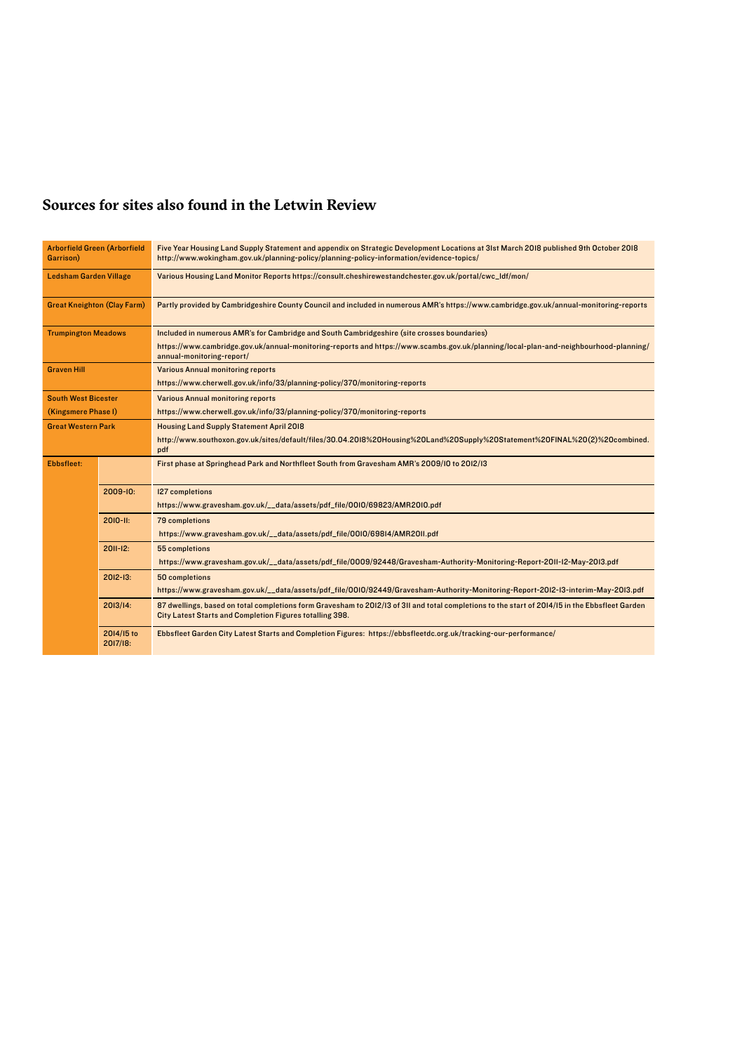## Sources for sites also found in the Letwin Review

| Site | | Source |
|---|---|---|
| Arborfield Green (Arborfield Garrison) | | Five Year Housing Land Supply Statement and appendix on Strategic Development Locations at 31st March 2018 published 9th October 2018 http://www.wokingham.gov.uk/planning-policy/planning-policy-information/evidence-topics/ |
| Ledsham Garden Village | | Various Housing Land Monitor Reports https://consult.cheshirewestandchester.gov.uk/portal/cwc_ldf/mon/ |
| Great Kneighton (Clay Farm) | | Partly provided by Cambridgeshire County Council and included in numerous AMR's https://www.cambridge.gov.uk/annual-monitoring-reports |
| Trumpington Meadows | | Included in numerous AMR's for Cambridge and South Cambridgeshire (site crosses boundaries) https://www.cambridge.gov.uk/annual-monitoring-reports and https://www.scambs.gov.uk/planning/local-plan-and-neighbourhood-planning/annual-monitoring-report/ |
| Graven Hill | | Various Annual monitoring reports https://www.cherwell.gov.uk/info/33/planning-policy/370/monitoring-reports |
| South West Bicester (Kingsmere Phase 1) | | Various Annual monitoring reports https://www.cherwell.gov.uk/info/33/planning-policy/370/monitoring-reports |
| Great Western Park | | Housing Land Supply Statement April 2018 http://www.southoxon.gov.uk/sites/default/files/30.04.2018%20Housing%20Land%20Supply%20Statement%20FINAL%20(2)%20combined.pdf |
| Ebbsfleet: | | First phase at Springhead Park and Northfleet South from Gravesham AMR's 2009/10 to 2012/13 |
| | 2009-10: | 127 completions https://www.gravesham.gov.uk/__data/assets/pdf_file/0010/69823/AMR2010.pdf |
| | 2010-11: | 79 completions https://www.gravesham.gov.uk/__data/assets/pdf_file/0010/69814/AMR2011.pdf |
| | 2011-12: | 55 completions https://www.gravesham.gov.uk/__data/assets/pdf_file/0009/92448/Gravesham-Authority-Monitoring-Report-2011-12-May-2013.pdf |
| | 2012-13: | 50 completions https://www.gravesham.gov.uk/__data/assets/pdf_file/0010/92449/Gravesham-Authority-Monitoring-Report-2012-13-interim-May-2013.pdf |
| | 2013/14: | 87 dwellings, based on total completions form Gravesham to 2012/13 of 311 and total completions to the start of 2014/15 in the Ebbsfleet Garden City Latest Starts and Completion Figures totalling 398. |
| | 2014/15 to 2017/18: | Ebbsfleet Garden City Latest Starts and Completion Figures: https://ebbsfleetdc.org.uk/tracking-our-performance/ |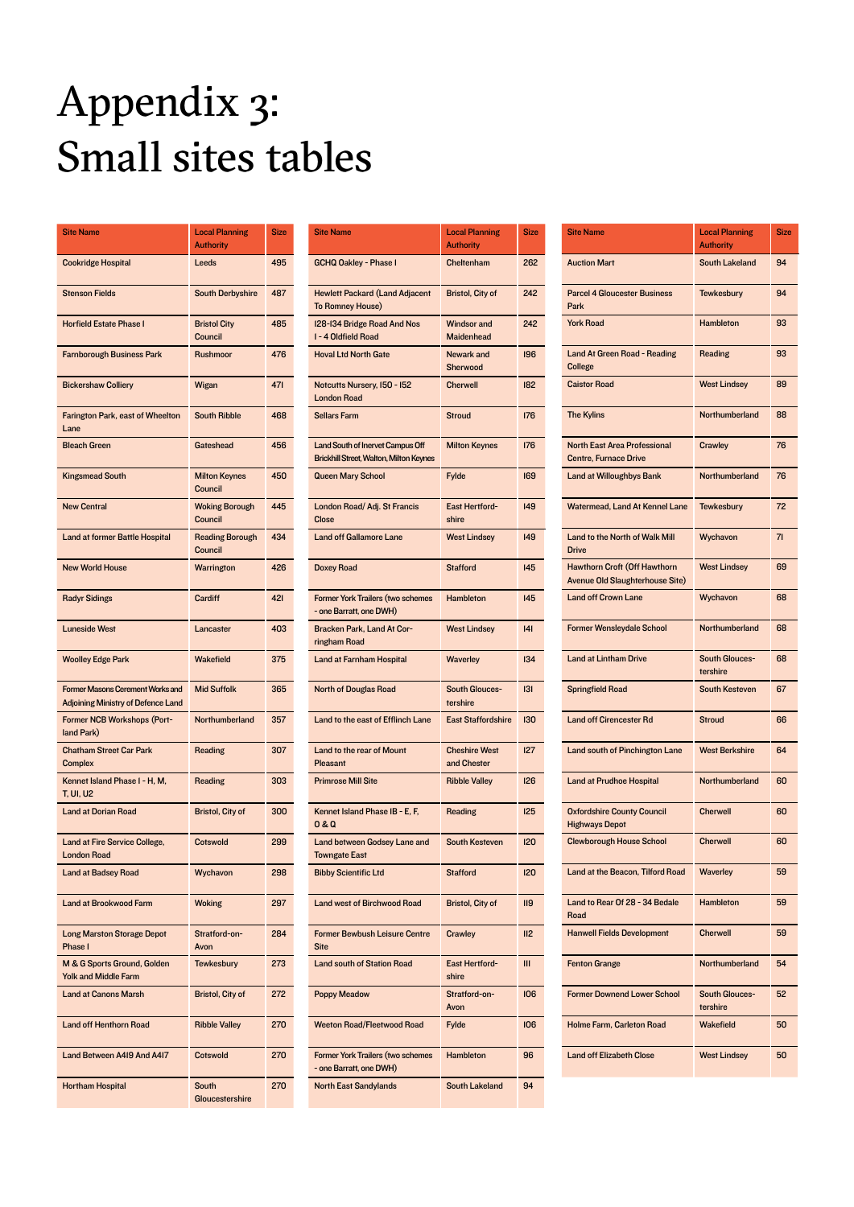# Appendix 3: Small sites tables

| Site Name | Local Planning Authority | Size |
|---|---|---|
| Cookridge Hospital | Leeds | 495 |
| Stenson Fields | South Derbyshire | 487 |
| Horfield Estate Phase I | Bristol City Council | 485 |
| Farnborough Business Park | Rushmoor | 476 |
| Bickershaw Colliery | Wigan | 471 |
| Farington Park, east of Wheelton Lane | South Ribble | 468 |
| Bleach Green | Gateshead | 456 |
| Kingsmead South | Milton Keynes Council | 450 |
| New Central | Woking Borough Council | 445 |
| Land at former Battle Hospital | Reading Borough Council | 434 |
| New World House | Warrington | 426 |
| Radyr Sidings | Cardiff | 421 |
| Luneside West | Lancaster | 403 |
| Woolley Edge Park | Wakefield | 375 |
| Former Masons Cerement Works and Adjoining Ministry of Defence Land | Mid Suffolk | 365 |
| Former NCB Workshops (Portland Park) | Northumberland | 357 |
| Chatham Street Car Park Complex | Reading | 307 |
| Kennet Island Phase I - H, M, T, UI, U2 | Reading | 303 |
| Land at Dorian Road | Bristol, City of | 300 |
| Land at Fire Service College, London Road | Cotswold | 299 |
| Land at Badsey Road | Wychavon | 298 |
| Land at Brookwood Farm | Woking | 297 |
| Long Marston Storage Depot Phase I | Stratford-on-Avon | 284 |
| M & G Sports Ground, Golden Yolk and Middle Farm | Tewkesbury | 273 |
| Land at Canons Marsh | Bristol, City of | 272 |
| Land off Henthorn Road | Ribble Valley | 270 |
| Land Between A419 And A417 | Cotswold | 270 |
| Hortham Hospital | South Gloucestershire | 270 |
| GCHQ Oakley - Phase I | Cheltenham | 262 |
| Hewlett Packard (Land Adjacent To Romney House) | Bristol, City of | 242 |
| 128-134 Bridge Road And Nos 1 - 4 Oldfield Road | Windsor and Maidenhead | 242 |
| Hoval Ltd North Gate | Newark and Sherwood | 196 |
| Notcutts Nursery, 150 - 152 London Road | Cherwell | 182 |
| Sellars Farm | Stroud | 176 |
| Land South of Inervet Campus Off Brickhill Street, Walton, Milton Keynes | Milton Keynes | 176 |
| Queen Mary School | Fylde | 169 |
| London Road/ Adj. St Francis Close | East Hertfordshire | 149 |
| Land off Gallamore Lane | West Lindsey | 149 |
| Doxey Road | Stafford | 145 |
| Former York Trailers (two schemes - one Barratt, one DWH) | Hambleton | 145 |
| Bracken Park, Land At Corringham Road | West Lindsey | 141 |
| Land at Farnham Hospital | Waverley | 134 |
| North of Douglas Road | South Gloucestershire | 131 |
| Land to the east of Efflinch Lane | East Staffordshire | 130 |
| Land to the rear of Mount Pleasant | Cheshire West and Chester | 127 |
| Primrose Mill Site | Ribble Valley | 126 |
| Kennet Island Phase IB - E, F, O & Q | Reading | 125 |
| Land between Godsey Lane and Towngate East | South Kesteven | 120 |
| Bibby Scientific Ltd | Stafford | 120 |
| Land west of Birchwood Road | Bristol, City of | 119 |
| Former Bewbush Leisure Centre Site | Crawley | 112 |
| Land south of Station Road | East Hertfordshire | 111 |
| Poppy Meadow | Stratford-on-Avon | 106 |
| Weeton Road/Fleetwood Road | Fylde | 106 |
| Former York Trailers (two schemes - one Barratt, one DWH) | Hambleton | 96 |
| North East Sandylands | South Lakeland | 94 |
| Auction Mart | South Lakeland | 94 |
| Parcel 4 Gloucester Business Park | Tewkesbury | 94 |
| York Road | Hambleton | 93 |
| Land At Green Road - Reading College | Reading | 93 |
| Caistor Road | West Lindsey | 89 |
| The Kylins | Northumberland | 88 |
| North East Area Professional Centre, Furnace Drive | Crawley | 76 |
| Land at Willoughbys Bank | Northumberland | 76 |
| Watermead, Land At Kennel Lane | Tewkesbury | 72 |
| Land to the North of Walk Mill Drive | Wychavon | 71 |
| Hawthorn Croft (Off Hawthorn Avenue Old Slaughterhouse Site) | West Lindsey | 69 |
| Land off Crown Lane | Wychavon | 68 |
| Former Wensleydale School | Northumberland | 68 |
| Land at Lintham Drive | South Gloucestershire | 68 |
| Springfield Road | South Kesteven | 67 |
| Land off Cirencester Rd | Stroud | 66 |
| Land south of Pinchington Lane | West Berkshire | 64 |
| Land at Prudhoe Hospital | Northumberland | 60 |
| Oxfordshire County Council Highways Depot | Cherwell | 60 |
| Clewborough House School | Cherwell | 60 |
| Land at the Beacon, Tilford Road | Waverley | 59 |
| Land to Rear Of 28 - 34 Bedale Road | Hambleton | 59 |
| Hanwell Fields Development | Cherwell | 59 |
| Fenton Grange | Northumberland | 54 |
| Former Downend Lower School | South Gloucestershire | 52 |
| Holme Farm, Carleton Road | Wakefield | 50 |
| Land off Elizabeth Close | West Lindsey | 50 |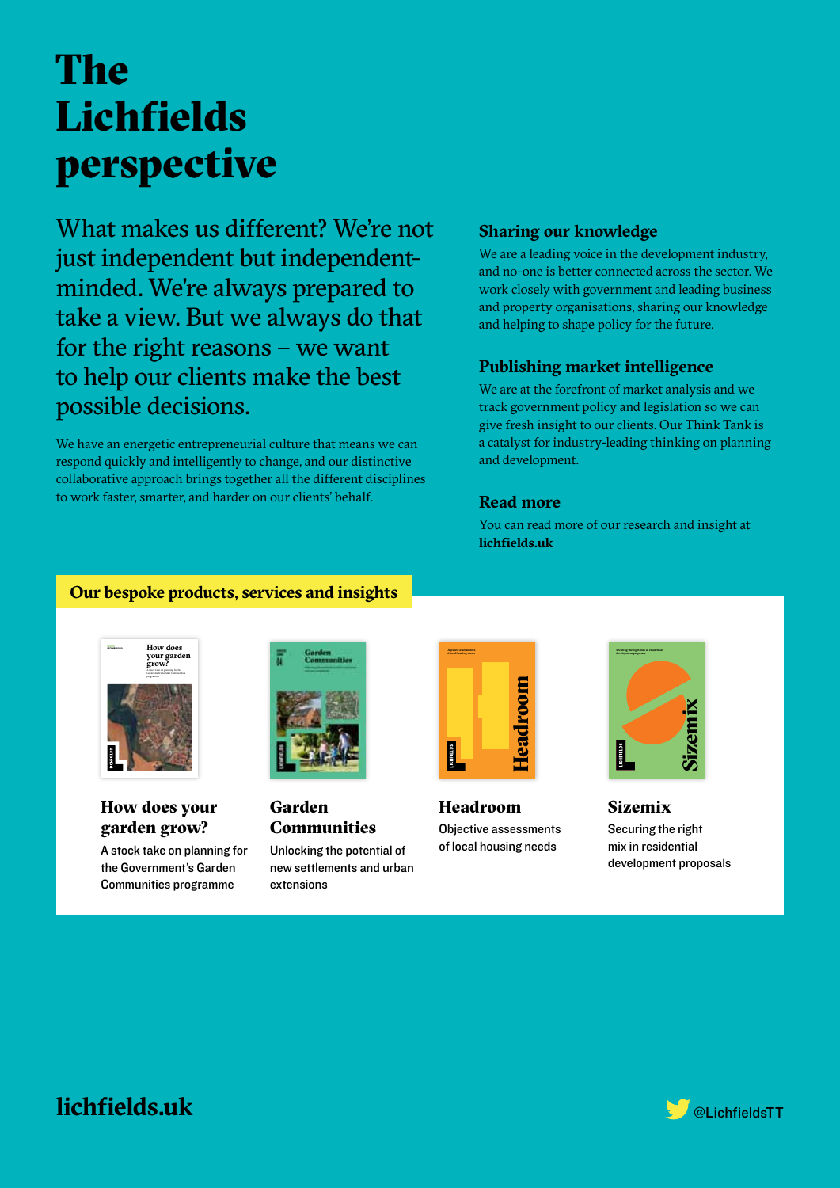# The Lichfields perspective

What makes us different? We're not just independent but independent-minded. We're always prepared to take a view. But we always do that for the right reasons – we want to help our clients make the best possible decisions.

We have an energetic entrepreneurial culture that means we can respond quickly and intelligently to change, and our distinctive collaborative approach brings together all the different disciplines to work faster, smarter, and harder on our clients' behalf.

## Sharing our knowledge

We are a leading voice in the development industry, and no-one is better connected across the sector. We work closely with government and leading business and property organisations, sharing our knowledge and helping to shape policy for the future.

## Publishing market intelligence

We are at the forefront of market analysis and we track government policy and legislation so we can give fresh insight to our clients. Our Think Tank is a catalyst for industry-leading thinking on planning and development.

## Read more

You can read more of our research and insight at **lichfields.uk**

## Our bespoke products, services and insights

### How does your garden grow?

A stock take on planning for the Government's Garden Communities programme

### Garden Communities

Unlocking the potential of new settlements and urban extensions

### Headroom

Objective assessments of local housing needs

### Sizemix

Securing the right mix in residential development proposals

**lichfields.uk**

@LichfieldsTT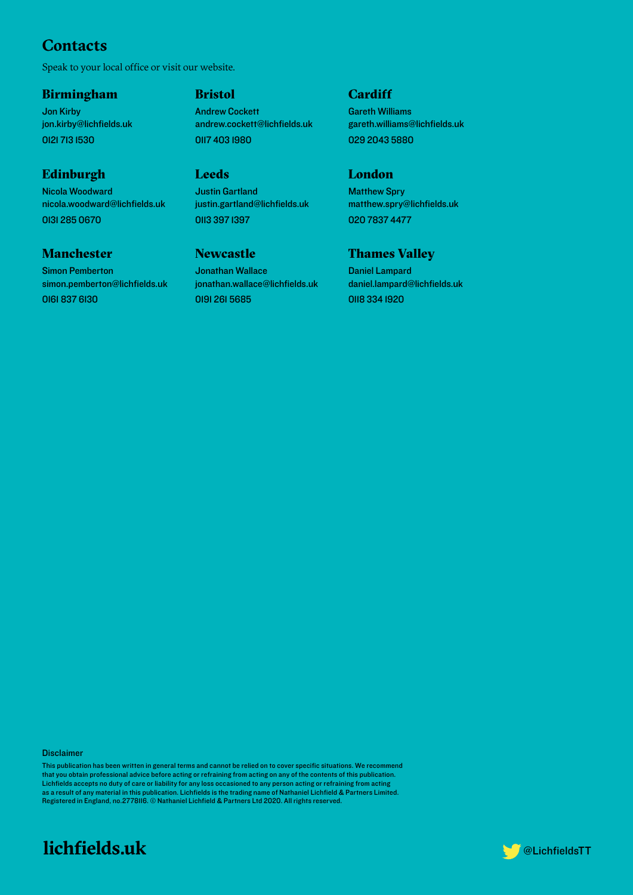## Contacts

Speak to your local office or visit our website.

### Birmingham

Jon Kirby
jon.kirby@lichfields.uk
0121 713 1530

### Bristol

Andrew Cockett
andrew.cockett@lichfields.uk
0117 403 1980

### Cardiff

Gareth Williams
gareth.williams@lichfields.uk
029 2043 5880

### Edinburgh

Nicola Woodward
nicola.woodward@lichfields.uk
0131 285 0670

### Leeds

Justin Gartland
justin.gartland@lichfields.uk
0113 397 1397

### London

Matthew Spry
matthew.spry@lichfields.uk
020 7837 4477

### Manchester

Simon Pemberton
simon.pemberton@lichfields.uk
0161 837 6130

### Newcastle

Jonathan Wallace
jonathan.wallace@lichfields.uk
0191 261 5685

### Thames Valley

Daniel Lampard
daniel.lampard@lichfields.uk
0118 334 1920

Disclaimer

This publication has been written in general terms and cannot be relied on to cover specific situations. We recommend that you obtain professional advice before acting or refraining from acting on any of the contents of this publication. Lichfields accepts no duty of care or liability for any loss occasioned to any person acting or refraining from acting as a result of any material in this publication. Lichfields is the trading name of Nathaniel Lichfield & Partners Limited. Registered in England, no.2778116. © Nathaniel Lichfield & Partners Ltd 2020. All rights reserved.

**lichfields.uk**

@LichfieldsTT